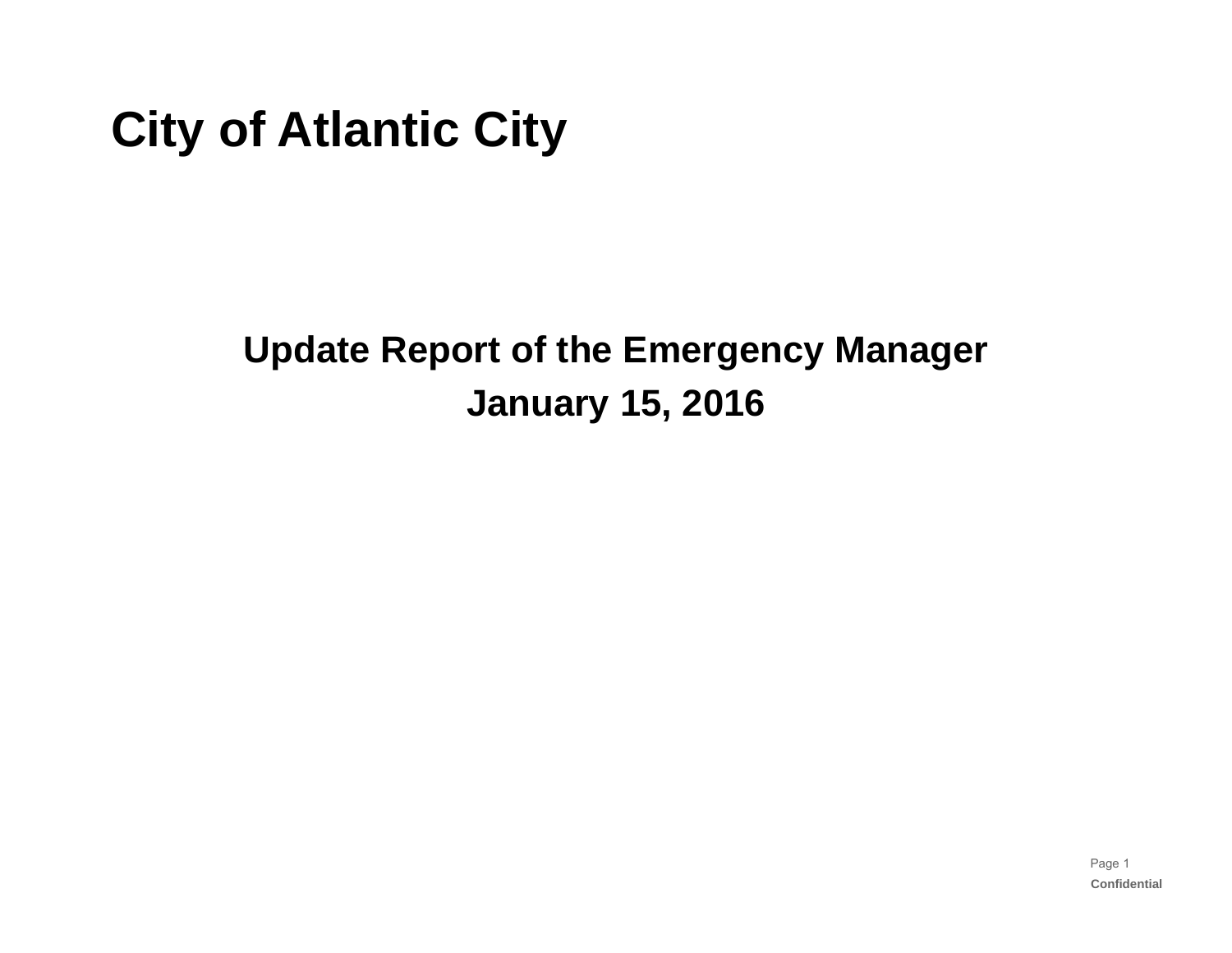# City of Atlantic City

## Update Report of the Emergency Manager

## January 15, 2016

Confidential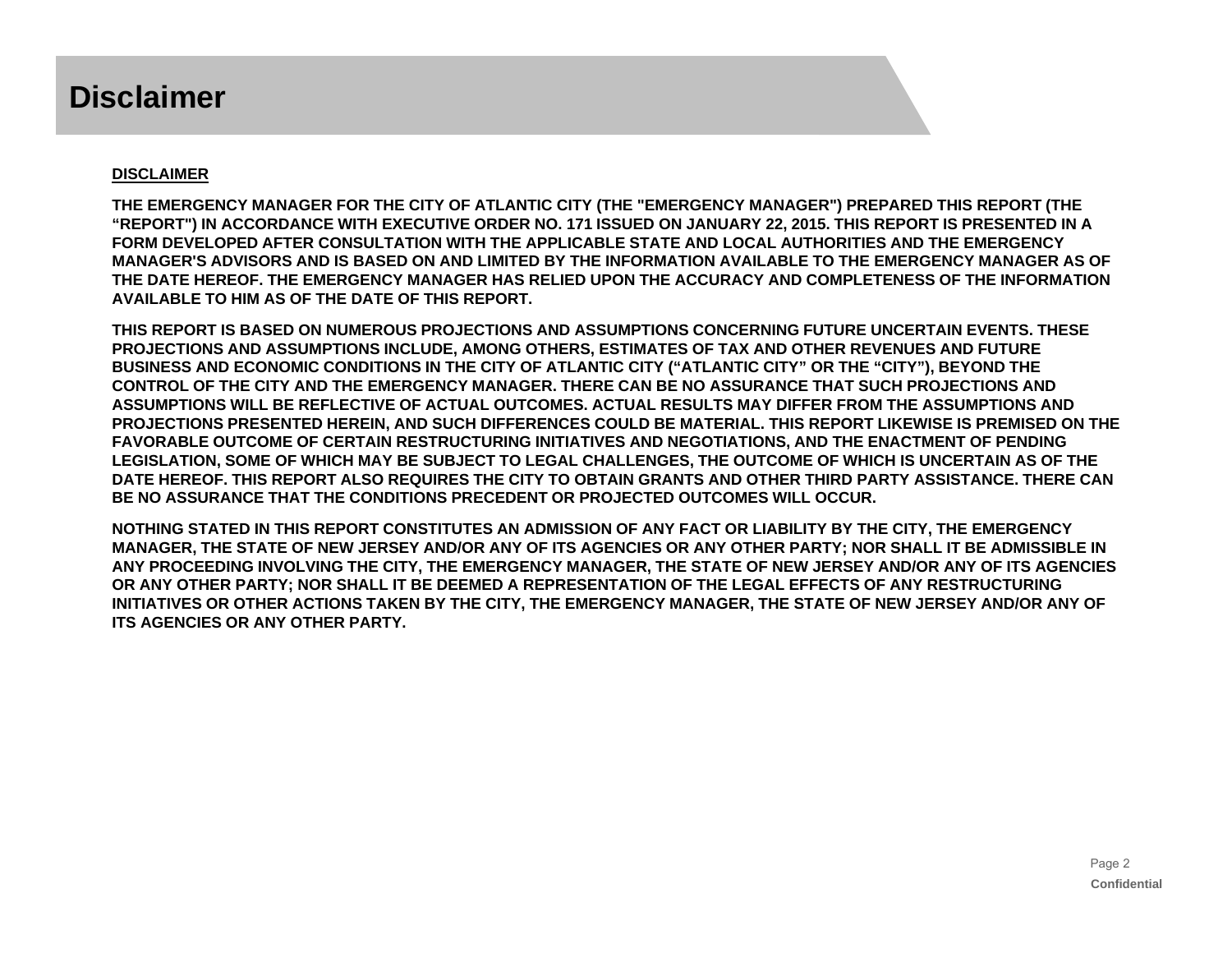# Disclaimer

**<u>DISCLAIMER</u>**

**THE EMERGENCY MANAGER FOR THE CITY OF ATLANTIC CITY (THE "EMERGENCY MANAGER") PREPARED THIS REPORT (THE "REPORT") IN ACCORDANCE WITH EXECUTIVE ORDER NO. 171 ISSUED ON JANUARY 22, 2015. THIS REPORT IS PRESENTED IN A FORM DEVELOPED AFTER CONSULTATION WITH THE APPLICABLE STATE AND LOCAL AUTHORITIES AND THE EMERGENCY MANAGER'S ADVISORS AND IS BASED ON AND LIMITED BY THE INFORMATION AVAILABLE TO THE EMERGENCY MANAGER AS OF THE DATE HEREOF. THE EMERGENCY MANAGER HAS RELIED UPON THE ACCURACY AND COMPLETENESS OF THE INFORMATION AVAILABLE TO HIM AS OF THE DATE OF THIS REPORT.**

**THIS REPORT IS BASED ON NUMEROUS PROJECTIONS AND ASSUMPTIONS CONCERNING FUTURE UNCERTAIN EVENTS. THESE PROJECTIONS AND ASSUMPTIONS INCLUDE, AMONG OTHERS, ESTIMATES OF TAX AND OTHER REVENUES AND FUTURE BUSINESS AND ECONOMIC CONDITIONS IN THE CITY OF ATLANTIC CITY ("ATLANTIC CITY" OR THE "CITY"), BEYOND THE CONTROL OF THE CITY AND THE EMERGENCY MANAGER. THERE CAN BE NO ASSURANCE THAT SUCH PROJECTIONS AND ASSUMPTIONS WILL BE REFLECTIVE OF ACTUAL OUTCOMES. ACTUAL RESULTS MAY DIFFER FROM THE ASSUMPTIONS AND PROJECTIONS PRESENTED HEREIN, AND SUCH DIFFERENCES COULD BE MATERIAL. THIS REPORT LIKEWISE IS PREMISED ON THE FAVORABLE OUTCOME OF CERTAIN RESTRUCTURING INITIATIVES AND NEGOTIATIONS, AND THE ENACTMENT OF PENDING LEGISLATION, SOME OF WHICH MAY BE SUBJECT TO LEGAL CHALLENGES, THE OUTCOME OF WHICH IS UNCERTAIN AS OF THE DATE HEREOF. THIS REPORT ALSO REQUIRES THE CITY TO OBTAIN GRANTS AND OTHER THIRD PARTY ASSISTANCE. THERE CAN BE NO ASSURANCE THAT THE CONDITIONS PRECEDENT OR PROJECTED OUTCOMES WILL OCCUR.**

**NOTHING STATED IN THIS REPORT CONSTITUTES AN ADMISSION OF ANY FACT OR LIABILITY BY THE CITY, THE EMERGENCY MANAGER, THE STATE OF NEW JERSEY AND/OR ANY OF ITS AGENCIES OR ANY OTHER PARTY; NOR SHALL IT BE ADMISSIBLE IN ANY PROCEEDING INVOLVING THE CITY, THE EMERGENCY MANAGER, THE STATE OF NEW JERSEY AND/OR ANY OF ITS AGENCIES OR ANY OTHER PARTY; NOR SHALL IT BE DEEMED A REPRESENTATION OF THE LEGAL EFFECTS OF ANY RESTRUCTURING INITIATIVES OR OTHER ACTIONS TAKEN BY THE CITY, THE EMERGENCY MANAGER, THE STATE OF NEW JERSEY AND/OR ANY OF ITS AGENCIES OR ANY OTHER PARTY.**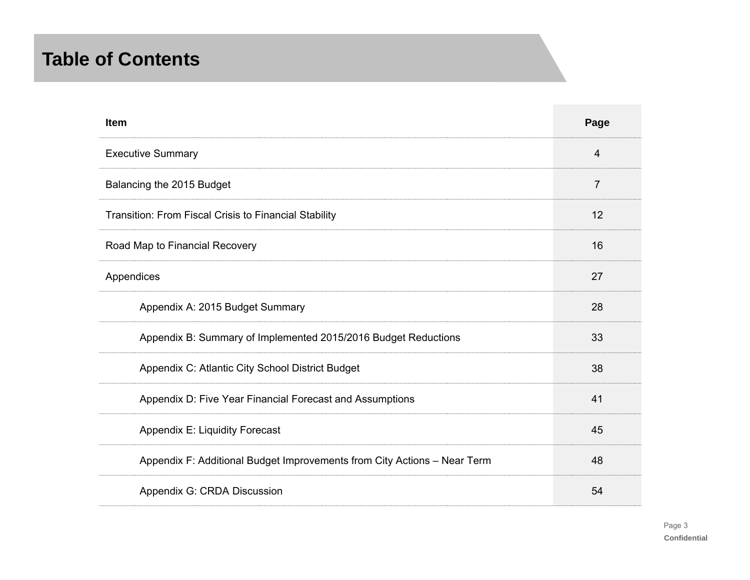# Table of Contents

| Item | Page |
|---|---|
| Executive Summary | 4 |
| Balancing the 2015 Budget | 7 |
| Transition: From Fiscal Crisis to Financial Stability | 12 |
| Road Map to Financial Recovery | 16 |
| Appendices | 27 |
| Appendix A: 2015 Budget Summary | 28 |
| Appendix B: Summary of Implemented 2015/2016 Budget Reductions | 33 |
| Appendix C: Atlantic City School District Budget | 38 |
| Appendix D: Five Year Financial Forecast and Assumptions | 41 |
| Appendix E: Liquidity Forecast | 45 |
| Appendix F: Additional Budget Improvements from City Actions – Near Term | 48 |
| Appendix G: CRDA Discussion | 54 |

Confidential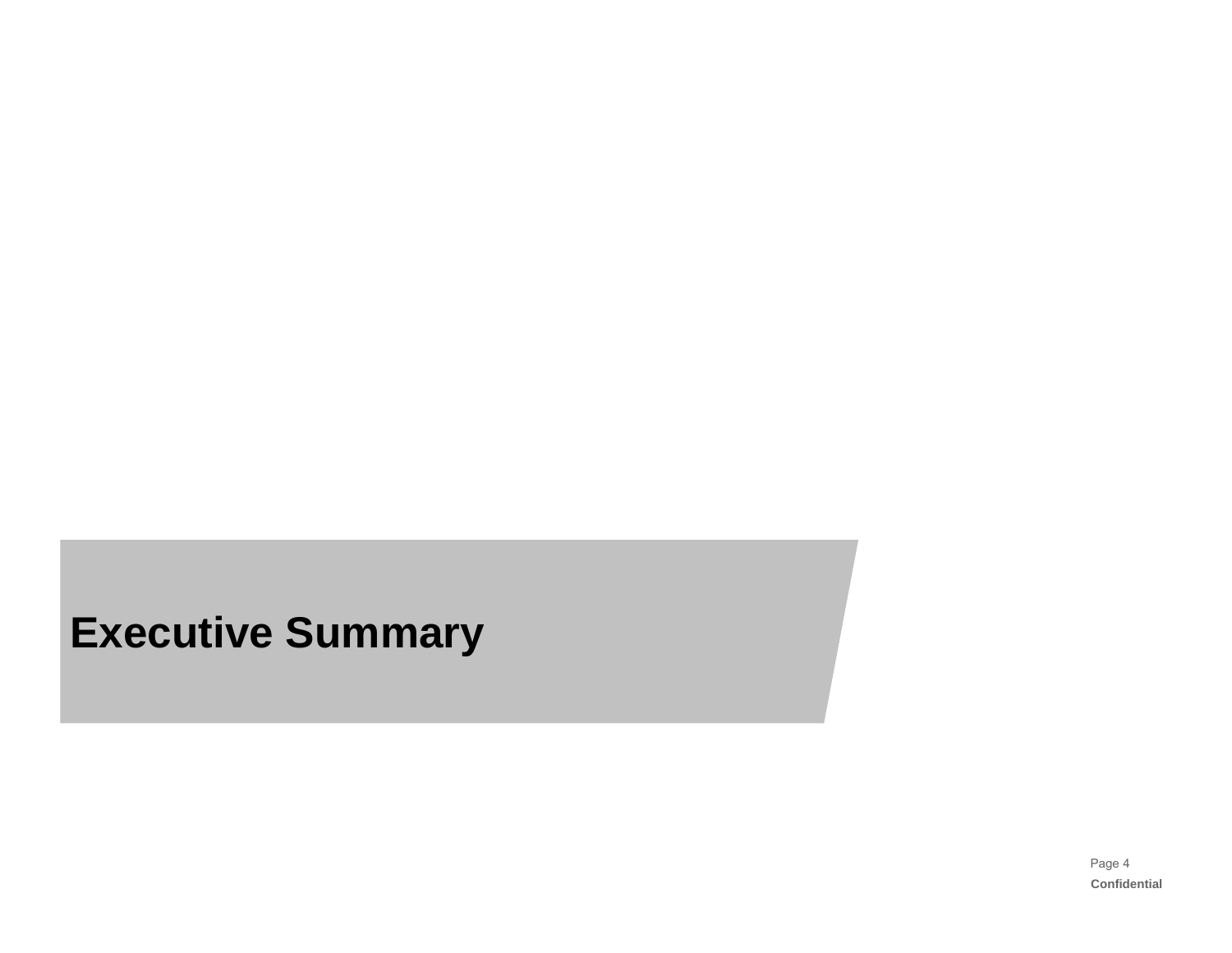# Executive Summary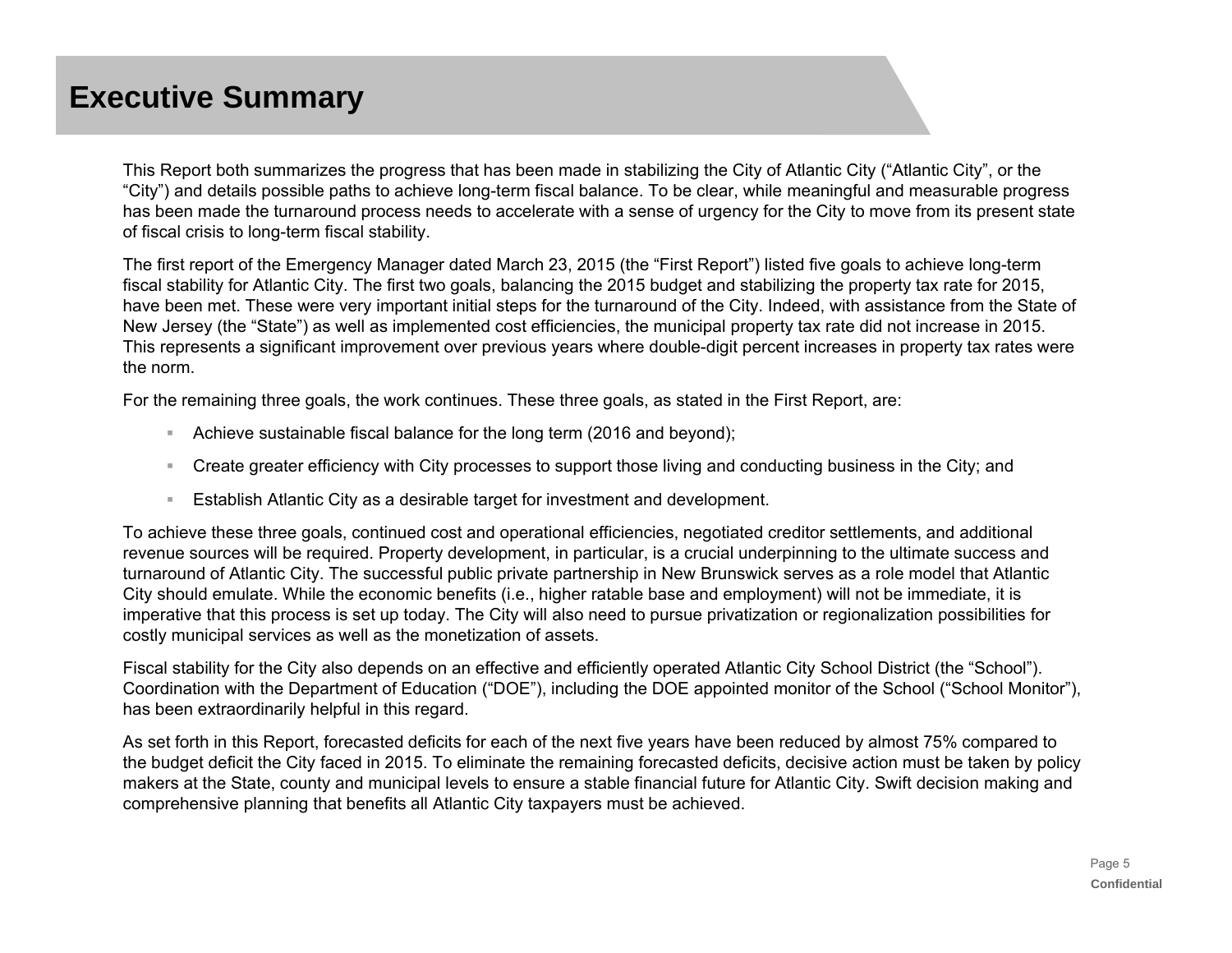# Executive Summary

This Report both summarizes the progress that has been made in stabilizing the City of Atlantic City ("Atlantic City", or the "City") and details possible paths to achieve long-term fiscal balance. To be clear, while meaningful and measurable progress has been made the turnaround process needs to accelerate with a sense of urgency for the City to move from its present state of fiscal crisis to long-term fiscal stability.

The first report of the Emergency Manager dated March 23, 2015 (the "First Report") listed five goals to achieve long-term fiscal stability for Atlantic City. The first two goals, balancing the 2015 budget and stabilizing the property tax rate for 2015, have been met. These were very important initial steps for the turnaround of the City. Indeed, with assistance from the State of New Jersey (the "State") as well as implemented cost efficiencies, the municipal property tax rate did not increase in 2015. This represents a significant improvement over previous years where double-digit percent increases in property tax rates were the norm.

For the remaining three goals, the work continues. These three goals, as stated in the First Report, are:

- Achieve sustainable fiscal balance for the long term (2016 and beyond);
- Create greater efficiency with City processes to support those living and conducting business in the City; and
- Establish Atlantic City as a desirable target for investment and development.

To achieve these three goals, continued cost and operational efficiencies, negotiated creditor settlements, and additional revenue sources will be required. Property development, in particular, is a crucial underpinning to the ultimate success and turnaround of Atlantic City. The successful public private partnership in New Brunswick serves as a role model that Atlantic City should emulate. While the economic benefits (i.e., higher ratable base and employment) will not be immediate, it is imperative that this process is set up today. The City will also need to pursue privatization or regionalization possibilities for costly municipal services as well as the monetization of assets.

Fiscal stability for the City also depends on an effective and efficiently operated Atlantic City School District (the "School"). Coordination with the Department of Education ("DOE"), including the DOE appointed monitor of the School ("School Monitor"), has been extraordinarily helpful in this regard.

As set forth in this Report, forecasted deficits for each of the next five years have been reduced by almost 75% compared to the budget deficit the City faced in 2015. To eliminate the remaining forecasted deficits, decisive action must be taken by policy makers at the State, county and municipal levels to ensure a stable financial future for Atlantic City. Swift decision making and comprehensive planning that benefits all Atlantic City taxpayers must be achieved.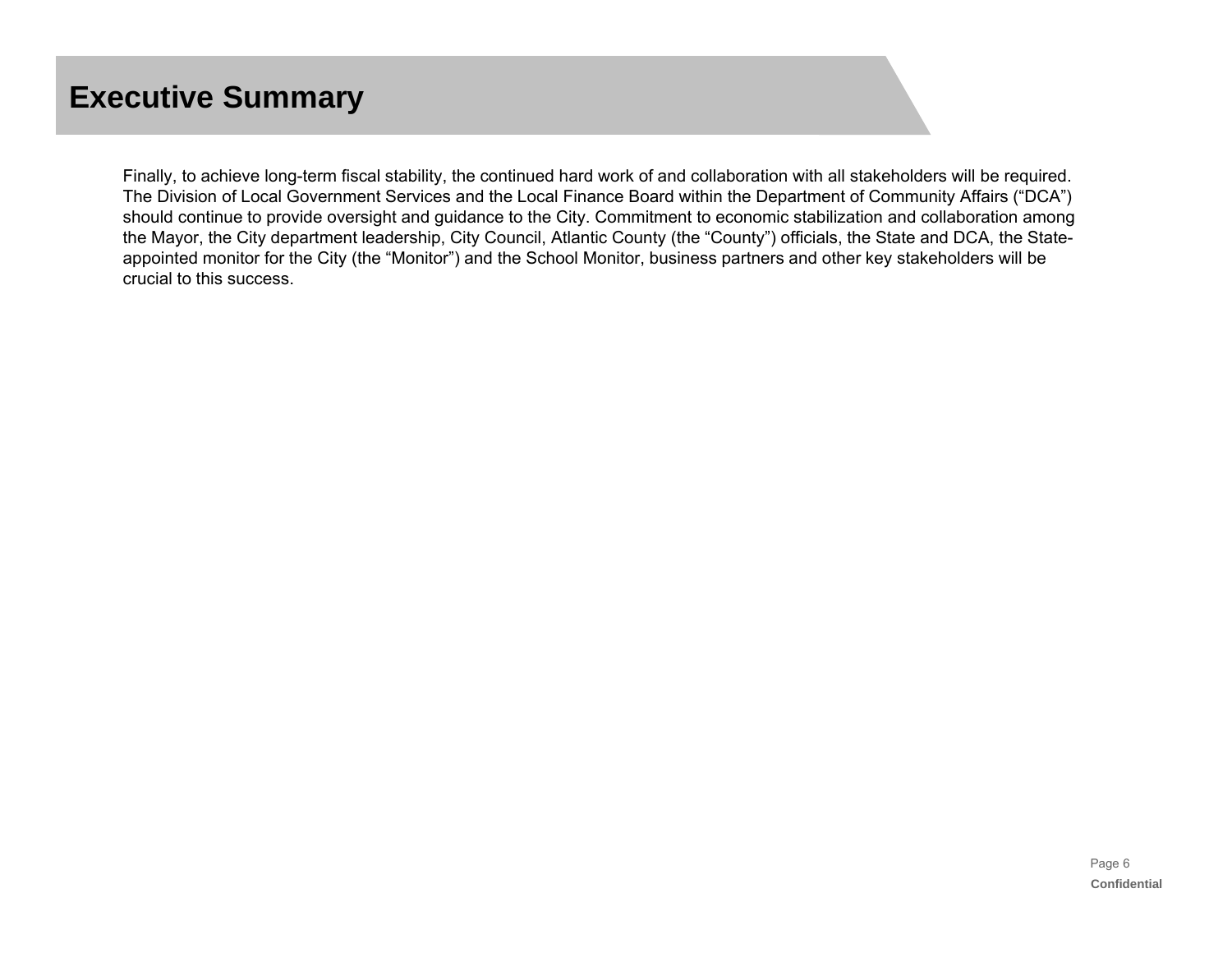# Executive Summary

Finally, to achieve long-term fiscal stability, the continued hard work of and collaboration with all stakeholders will be required. The Division of Local Government Services and the Local Finance Board within the Department of Community Affairs ("DCA") should continue to provide oversight and guidance to the City. Commitment to economic stabilization and collaboration among the Mayor, the City department leadership, City Council, Atlantic County (the "County") officials, the State and DCA, the State-appointed monitor for the City (the "Monitor") and the School Monitor, business partners and other key stakeholders will be crucial to this success.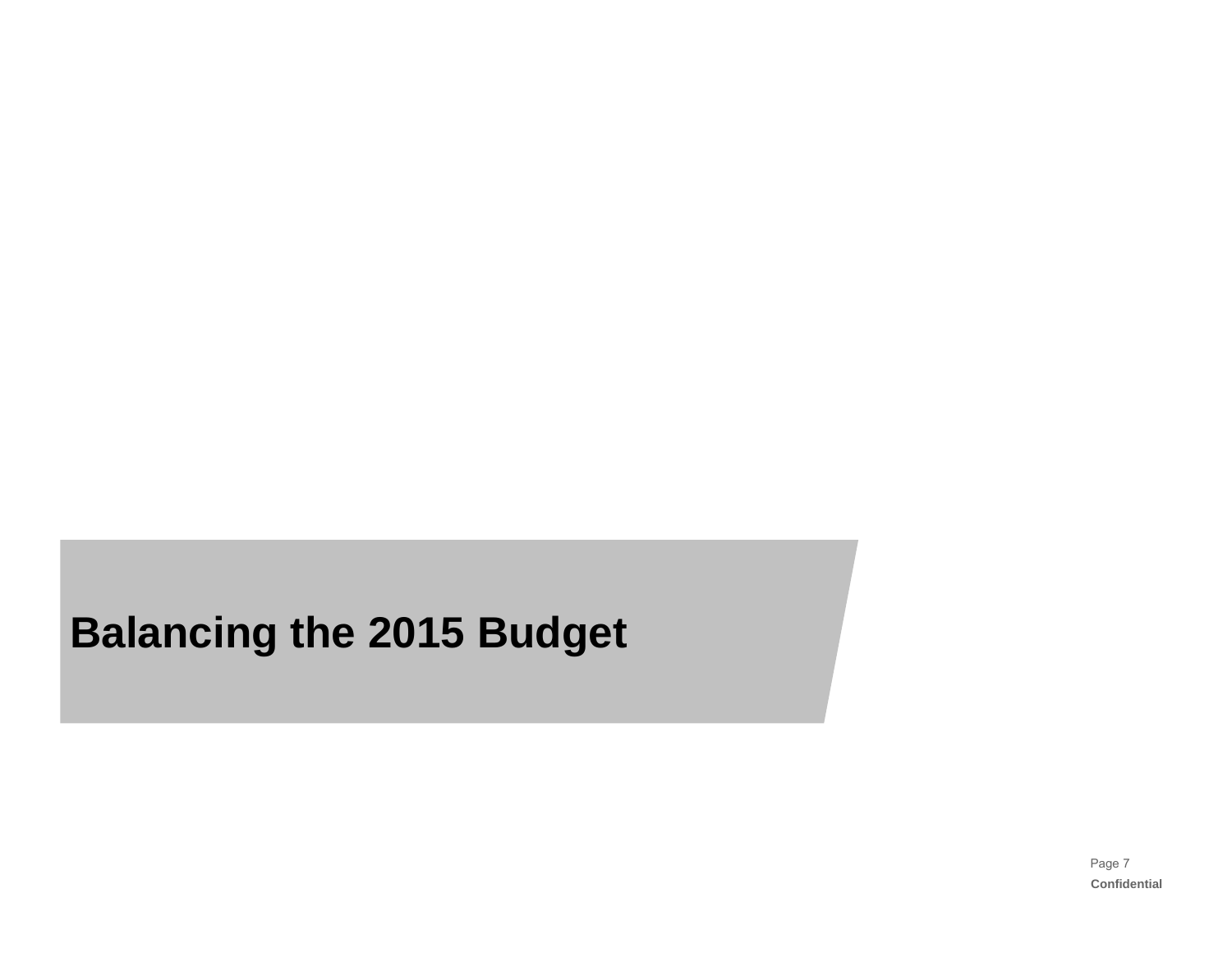# Balancing the 2015 Budget

Confidential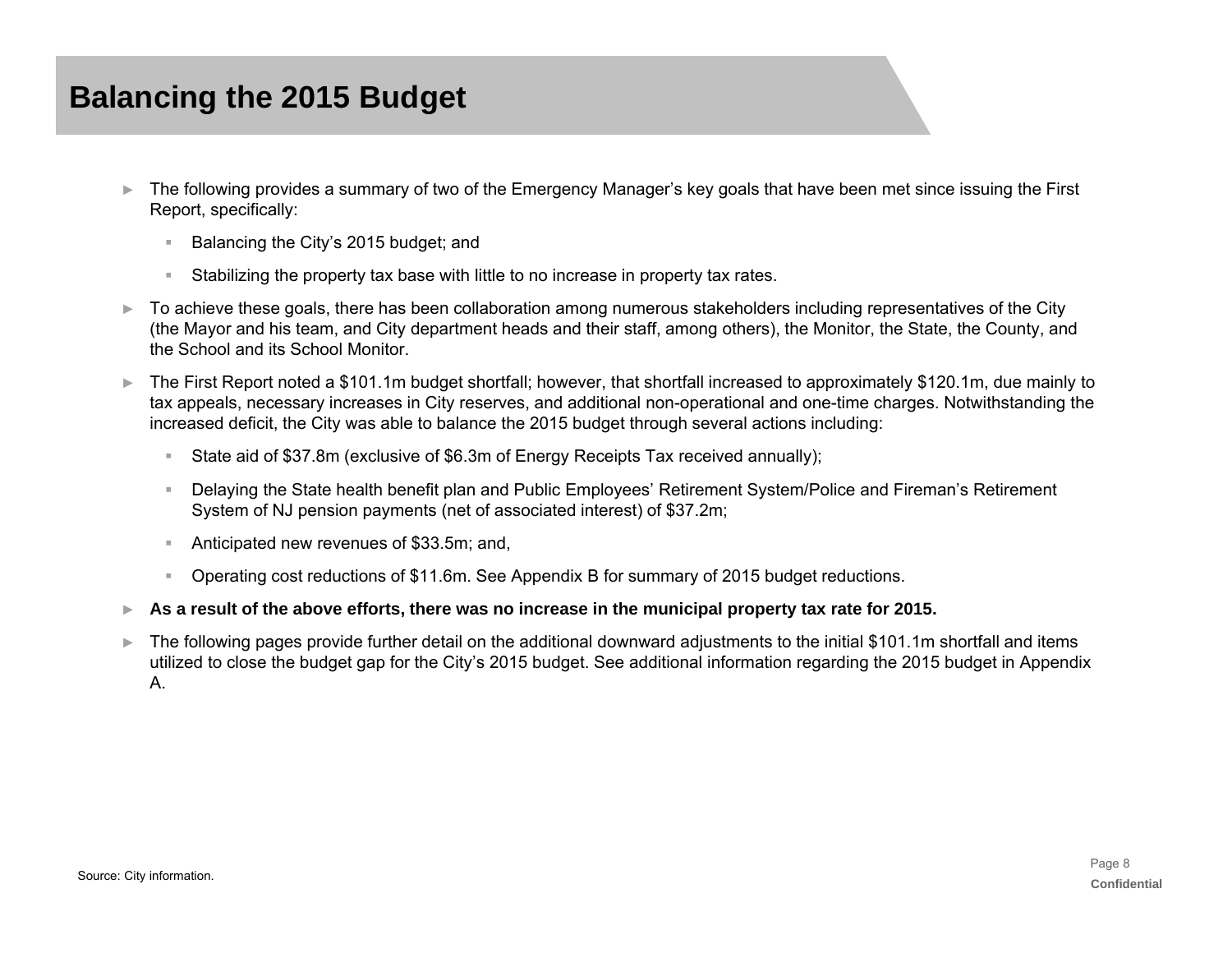# Balancing the 2015 Budget

- The following provides a summary of two of the Emergency Manager's key goals that have been met since issuing the First Report, specifically:
  - Balancing the City's 2015 budget; and
  - Stabilizing the property tax base with little to no increase in property tax rates.
- To achieve these goals, there has been collaboration among numerous stakeholders including representatives of the City (the Mayor and his team, and City department heads and their staff, among others), the Monitor, the State, the County, and the School and its School Monitor.
- The First Report noted a $101.1m budget shortfall; however, that shortfall increased to approximately $120.1m, due mainly to tax appeals, necessary increases in City reserves, and additional non-operational and one-time charges. Notwithstanding the increased deficit, the City was able to balance the 2015 budget through several actions including:
  - State aid of $37.8m (exclusive of $6.3m of Energy Receipts Tax received annually);
  - Delaying the State health benefit plan and Public Employees' Retirement System/Police and Fireman's Retirement System of NJ pension payments (net of associated interest) of $37.2m;
  - Anticipated new revenues of $33.5m; and,
  - Operating cost reductions of $11.6m. See Appendix B for summary of 2015 budget reductions.
- **As a result of the above efforts, there was no increase in the municipal property tax rate for 2015.**
- The following pages provide further detail on the additional downward adjustments to the initial $101.1m shortfall and items utilized to close the budget gap for the City's 2015 budget. See additional information regarding the 2015 budget in Appendix A.

Source: City information.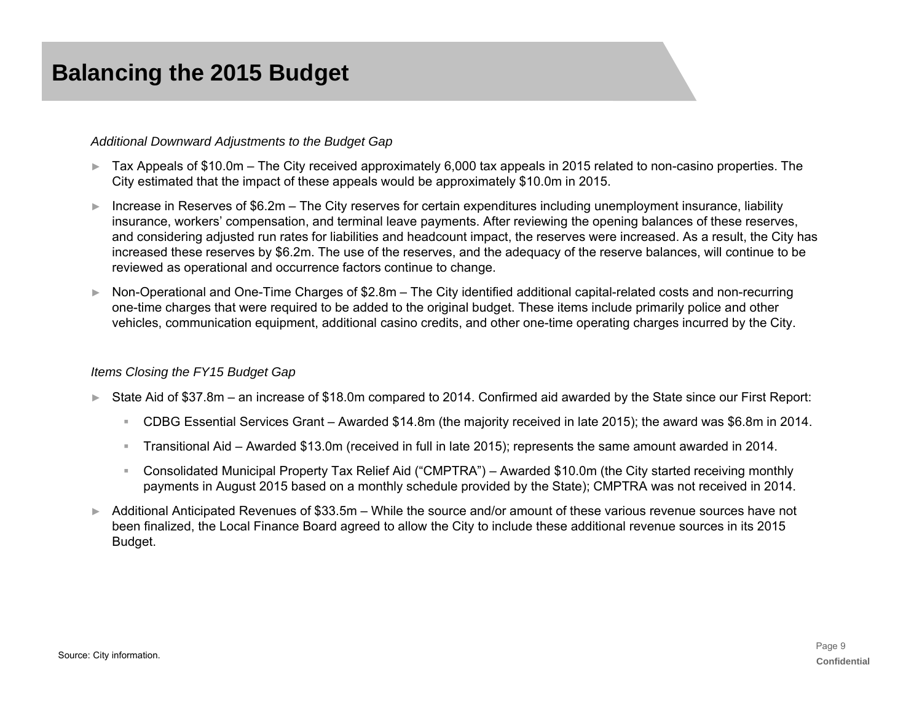# Balancing the 2015 Budget

*Additional Downward Adjustments to the Budget Gap*

- Tax Appeals of $10.0m – The City received approximately 6,000 tax appeals in 2015 related to non-casino properties. The City estimated that the impact of these appeals would be approximately $10.0m in 2015.
- Increase in Reserves of $6.2m – The City reserves for certain expenditures including unemployment insurance, liability insurance, workers' compensation, and terminal leave payments. After reviewing the opening balances of these reserves, and considering adjusted run rates for liabilities and headcount impact, the reserves were increased. As a result, the City has increased these reserves by $6.2m. The use of the reserves, and the adequacy of the reserve balances, will continue to be reviewed as operational and occurrence factors continue to change.
- Non-Operational and One-Time Charges of $2.8m – The City identified additional capital-related costs and non-recurring one-time charges that were required to be added to the original budget. These items include primarily police and other vehicles, communication equipment, additional casino credits, and other one-time operating charges incurred by the City.

*Items Closing the FY15 Budget Gap*

- State Aid of $37.8m – an increase of $18.0m compared to 2014. Confirmed aid awarded by the State since our First Report:
  - CDBG Essential Services Grant – Awarded $14.8m (the majority received in late 2015); the award was $6.8m in 2014.
  - Transitional Aid – Awarded $13.0m (received in full in late 2015); represents the same amount awarded in 2014.
  - Consolidated Municipal Property Tax Relief Aid ("CMPTRA") – Awarded $10.0m (the City started receiving monthly payments in August 2015 based on a monthly schedule provided by the State); CMPTRA was not received in 2014.
- Additional Anticipated Revenues of $33.5m – While the source and/or amount of these various revenue sources have not been finalized, the Local Finance Board agreed to allow the City to include these additional revenue sources in its 2015 Budget.

Source: City information.

Confidential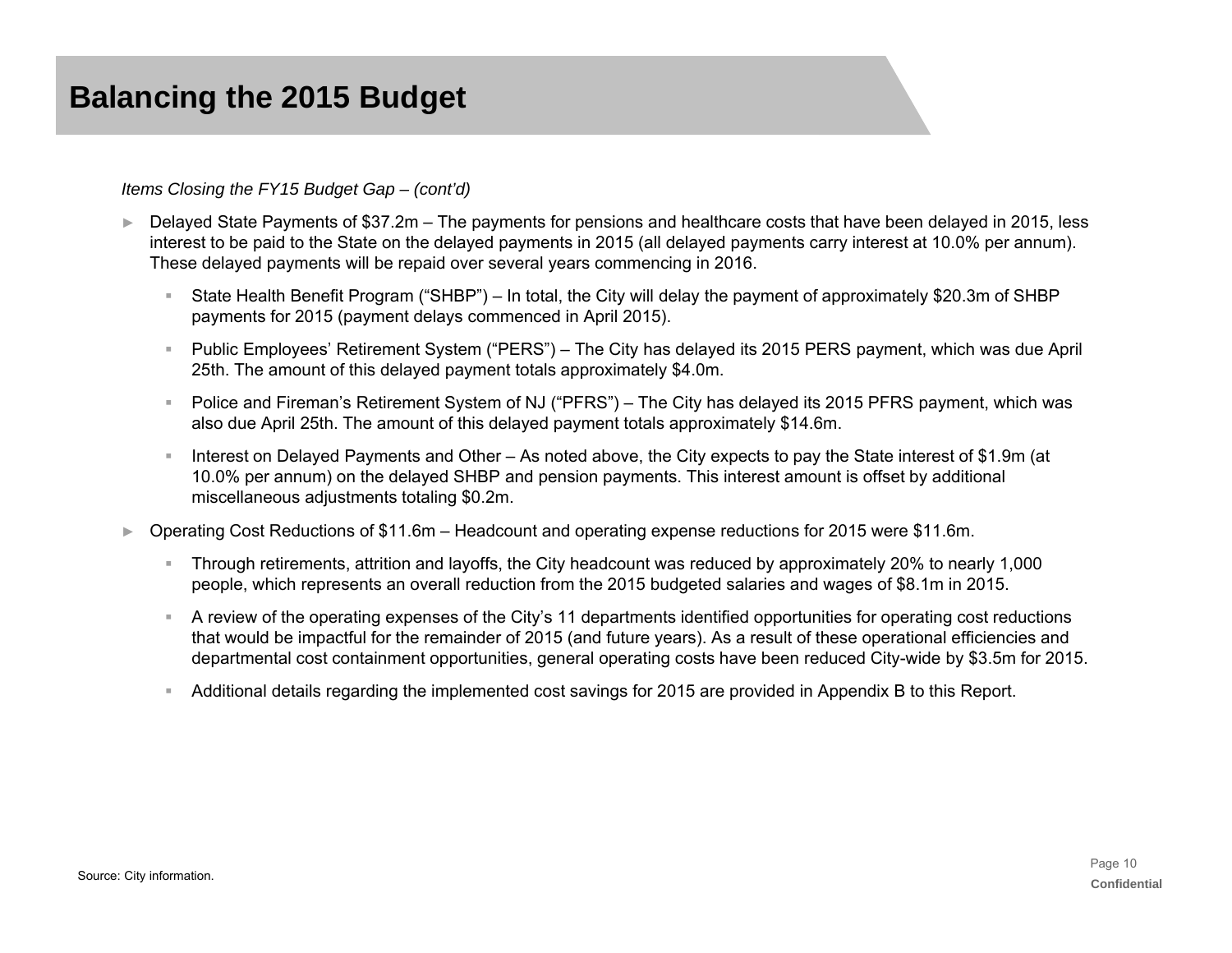# Balancing the 2015 Budget

*Items Closing the FY15 Budget Gap – (cont'd)*

- Delayed State Payments of $37.2m – The payments for pensions and healthcare costs that have been delayed in 2015, less interest to be paid to the State on the delayed payments in 2015 (all delayed payments carry interest at 10.0% per annum). These delayed payments will be repaid over several years commencing in 2016.
  - State Health Benefit Program ("SHBP") – In total, the City will delay the payment of approximately $20.3m of SHBP payments for 2015 (payment delays commenced in April 2015).
  - Public Employees' Retirement System ("PERS") – The City has delayed its 2015 PERS payment, which was due April 25th. The amount of this delayed payment totals approximately $4.0m.
  - Police and Fireman's Retirement System of NJ ("PFRS") – The City has delayed its 2015 PFRS payment, which was also due April 25th. The amount of this delayed payment totals approximately $14.6m.
  - Interest on Delayed Payments and Other – As noted above, the City expects to pay the State interest of $1.9m (at 10.0% per annum) on the delayed SHBP and pension payments. This interest amount is offset by additional miscellaneous adjustments totaling $0.2m.
- Operating Cost Reductions of $11.6m – Headcount and operating expense reductions for 2015 were $11.6m.
  - Through retirements, attrition and layoffs, the City headcount was reduced by approximately 20% to nearly 1,000 people, which represents an overall reduction from the 2015 budgeted salaries and wages of $8.1m in 2015.
  - A review of the operating expenses of the City's 11 departments identified opportunities for operating cost reductions that would be impactful for the remainder of 2015 (and future years). As a result of these operational efficiencies and departmental cost containment opportunities, general operating costs have been reduced City-wide by $3.5m for 2015.
  - Additional details regarding the implemented cost savings for 2015 are provided in Appendix B to this Report.

Source: City information.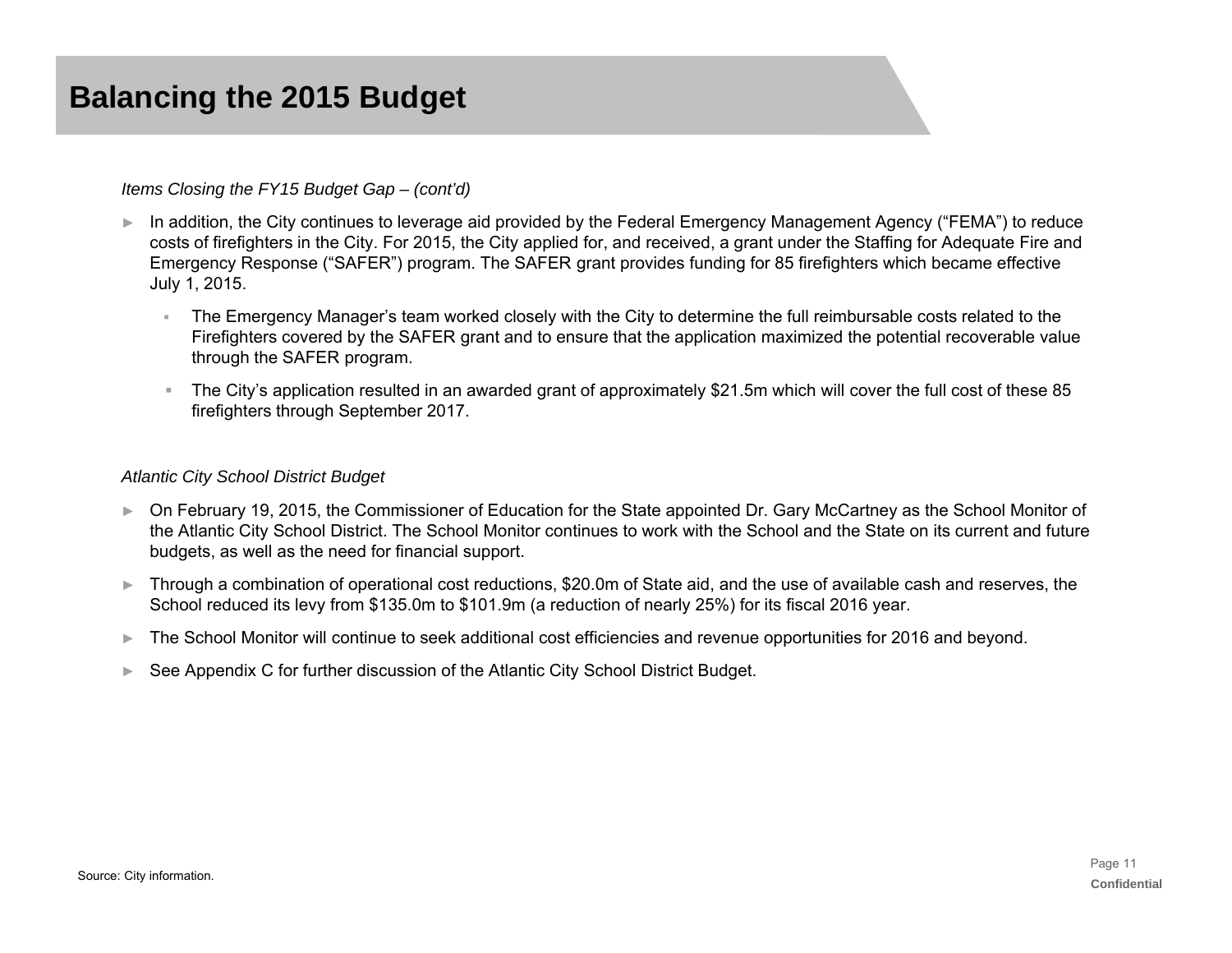# Balancing the 2015 Budget

*Items Closing the FY15 Budget Gap – (cont'd)*

- In addition, the City continues to leverage aid provided by the Federal Emergency Management Agency ("FEMA") to reduce costs of firefighters in the City. For 2015, the City applied for, and received, a grant under the Staffing for Adequate Fire and Emergency Response ("SAFER") program. The SAFER grant provides funding for 85 firefighters which became effective July 1, 2015.
  - The Emergency Manager's team worked closely with the City to determine the full reimbursable costs related to the Firefighters covered by the SAFER grant and to ensure that the application maximized the potential recoverable value through the SAFER program.
  - The City's application resulted in an awarded grant of approximately $21.5m which will cover the full cost of these 85 firefighters through September 2017.

*Atlantic City School District Budget*

- On February 19, 2015, the Commissioner of Education for the State appointed Dr. Gary McCartney as the School Monitor of the Atlantic City School District. The School Monitor continues to work with the School and the State on its current and future budgets, as well as the need for financial support.
- Through a combination of operational cost reductions, $20.0m of State aid, and the use of available cash and reserves, the School reduced its levy from $135.0m to $101.9m (a reduction of nearly 25%) for its fiscal 2016 year.
- The School Monitor will continue to seek additional cost efficiencies and revenue opportunities for 2016 and beyond.
- See Appendix C for further discussion of the Atlantic City School District Budget.

Source: City information.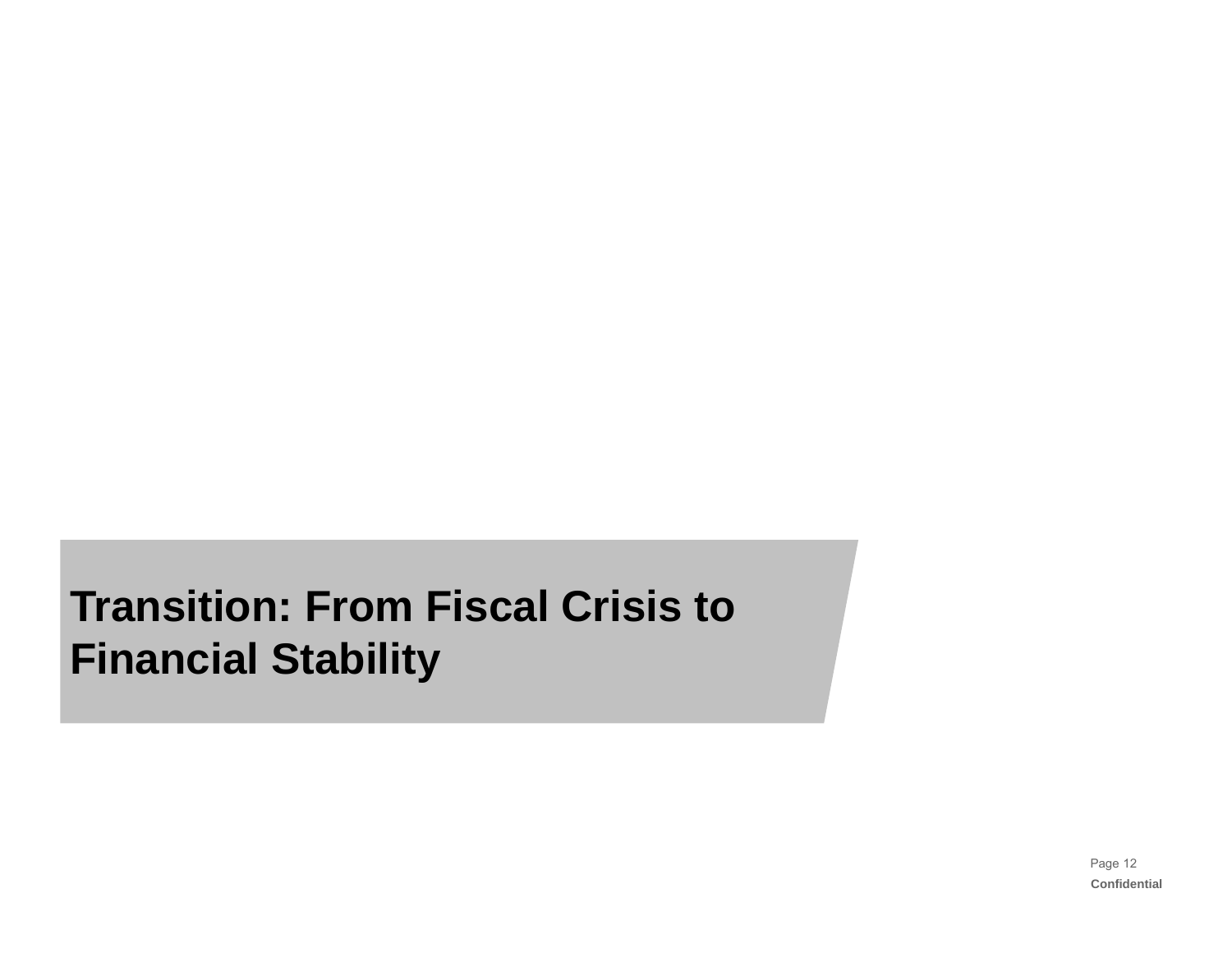# Transition: From Fiscal Crisis to Financial Stability

Confidential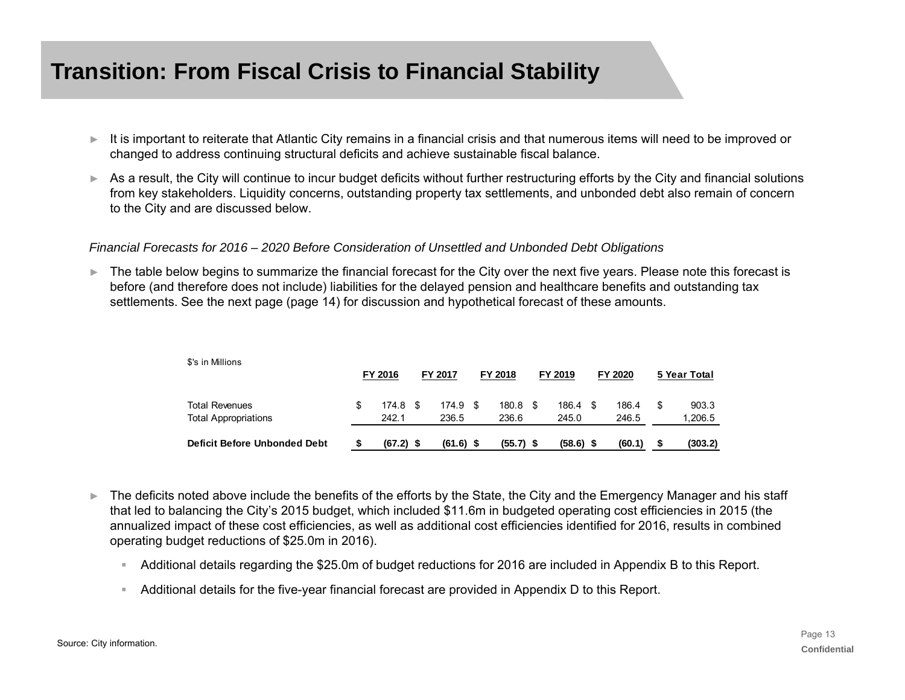# Transition: From Fiscal Crisis to Financial Stability

- It is important to reiterate that Atlantic City remains in a financial crisis and that numerous items will need to be improved or changed to address continuing structural deficits and achieve sustainable fiscal balance.
- As a result, the City will continue to incur budget deficits without further restructuring efforts by the City and financial solutions from key stakeholders. Liquidity concerns, outstanding property tax settlements, and unbonded debt also remain of concern to the City and are discussed below.

*Financial Forecasts for 2016 – 2020 Before Consideration of Unsettled and Unbonded Debt Obligations*

- The table below begins to summarize the financial forecast for the City over the next five years. Please note this forecast is before (and therefore does not include) liabilities for the delayed pension and healthcare benefits and outstanding tax settlements. See the next page (page 14) for discussion and hypothetical forecast of these amounts.

$'s in Millions

| | FY 2016 | FY 2017 | FY 2018 | FY 2019 | FY 2020 | 5 Year Total |
|---|---|---|---|---|---|---|
| Total Revenues | $ 174.8 | $ 174.9 | $ 180.8 | $ 186.4 | $ 186.4 | $ 903.3 |
| Total Appropriations | 242.1 | 236.5 | 236.6 | 245.0 | 246.5 | 1,206.5 |
| **Deficit Before Unbonded Debt** | **$ (67.2)** | **$ (61.6)** | **$ (55.7)** | **$ (58.6)** | **$ (60.1)** | **$ (303.2)** |

- The deficits noted above include the benefits of the efforts by the State, the City and the Emergency Manager and his staff that led to balancing the City's 2015 budget, which included $11.6m in budgeted operating cost efficiencies in 2015 (the annualized impact of these cost efficiencies, as well as additional cost efficiencies identified for 2016, results in combined operating budget reductions of $25.0m in 2016).
  - Additional details regarding the $25.0m of budget reductions for 2016 are included in Appendix B to this Report.
  - Additional details for the five-year financial forecast are provided in Appendix D to this Report.

Source: City information.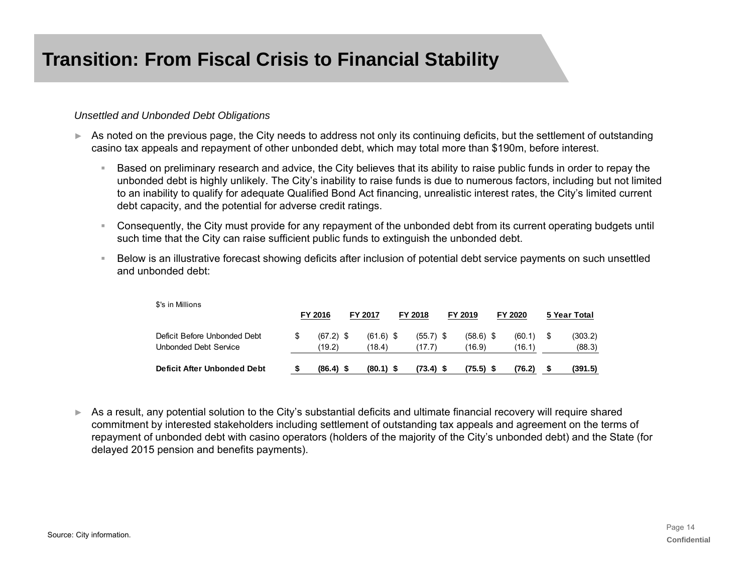# Transition: From Fiscal Crisis to Financial Stability

*Unsettled and Unbonded Debt Obligations*

- As noted on the previous page, the City needs to address not only its continuing deficits, but the settlement of outstanding casino tax appeals and repayment of other unbonded debt, which may total more than $190m, before interest.
  - Based on preliminary research and advice, the City believes that its ability to raise public funds in order to repay the unbonded debt is highly unlikely. The City's inability to raise funds is due to numerous factors, including but not limited to an inability to qualify for adequate Qualified Bond Act financing, unrealistic interest rates, the City's limited current debt capacity, and the potential for adverse credit ratings.
  - Consequently, the City must provide for any repayment of the unbonded debt from its current operating budgets until such time that the City can raise sufficient public funds to extinguish the unbonded debt.
  - Below is an illustrative forecast showing deficits after inclusion of potential debt service payments on such unsettled and unbonded debt:

$'s in Millions

| | FY 2016 | FY 2017 | FY 2018 | FY 2019 | FY 2020 | 5 Year Total |
|---|---|---|---|---|---|---|
| Deficit Before Unbonded Debt | $ (67.2) | $ (61.6) | $ (55.7) | $ (58.6) | $ (60.1) | $ (303.2) |
| Unbonded Debt Service | (19.2) | (18.4) | (17.7) | (16.9) | (16.1) | (88.3) |
| **Deficit After Unbonded Debt** | **$ (86.4)** | **$ (80.1)** | **$ (73.4)** | **$ (75.5)** | **$ (76.2)** | **$ (391.5)** |

- As a result, any potential solution to the City's substantial deficits and ultimate financial recovery will require shared commitment by interested stakeholders including settlement of outstanding tax appeals and agreement on the terms of repayment of unbonded debt with casino operators (holders of the majority of the City's unbonded debt) and the State (for delayed 2015 pension and benefits payments).

Source: City information.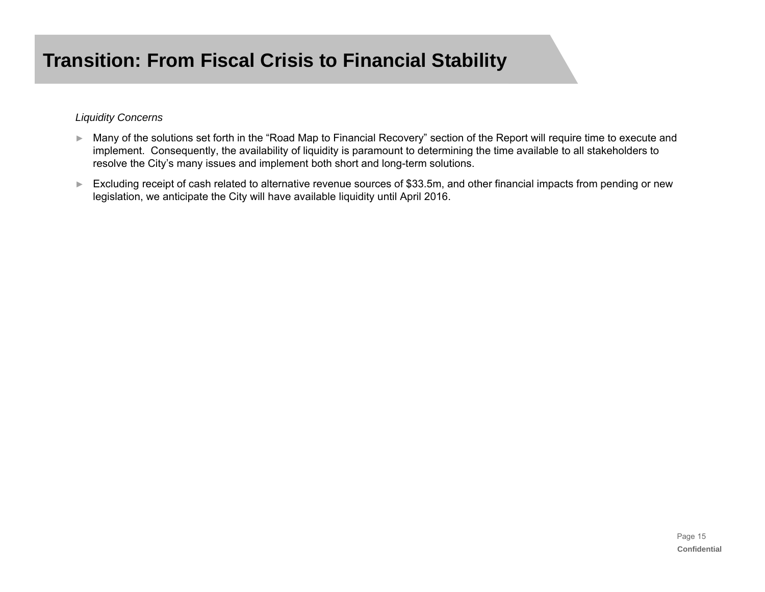# Transition: From Fiscal Crisis to Financial Stability

*Liquidity Concerns*

- Many of the solutions set forth in the "Road Map to Financial Recovery" section of the Report will require time to execute and implement. Consequently, the availability of liquidity is paramount to determining the time available to all stakeholders to resolve the City's many issues and implement both short and long-term solutions.
- Excluding receipt of cash related to alternative revenue sources of $33.5m, and other financial impacts from pending or new legislation, we anticipate the City will have available liquidity until April 2016.

Confidential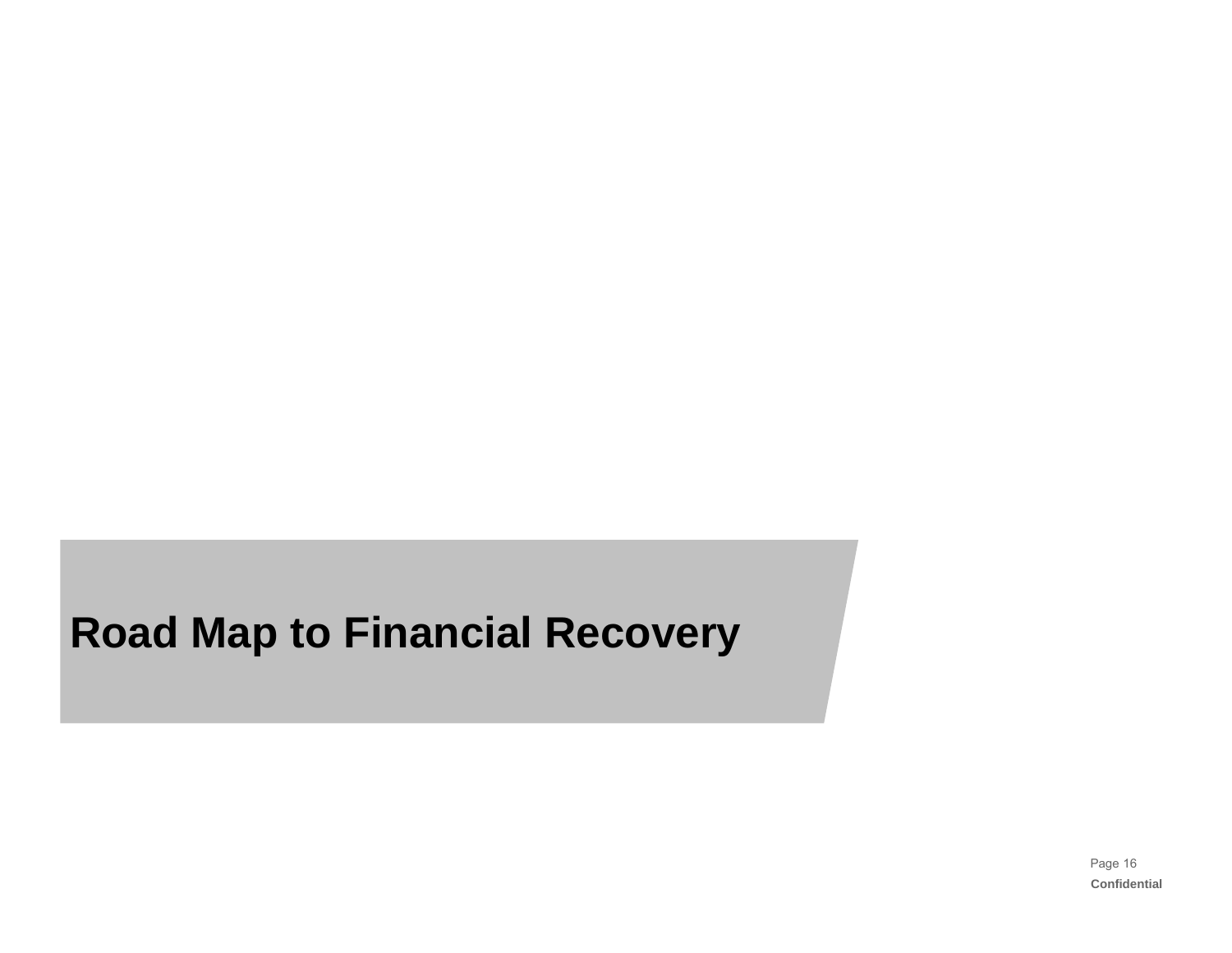# Road Map to Financial Recovery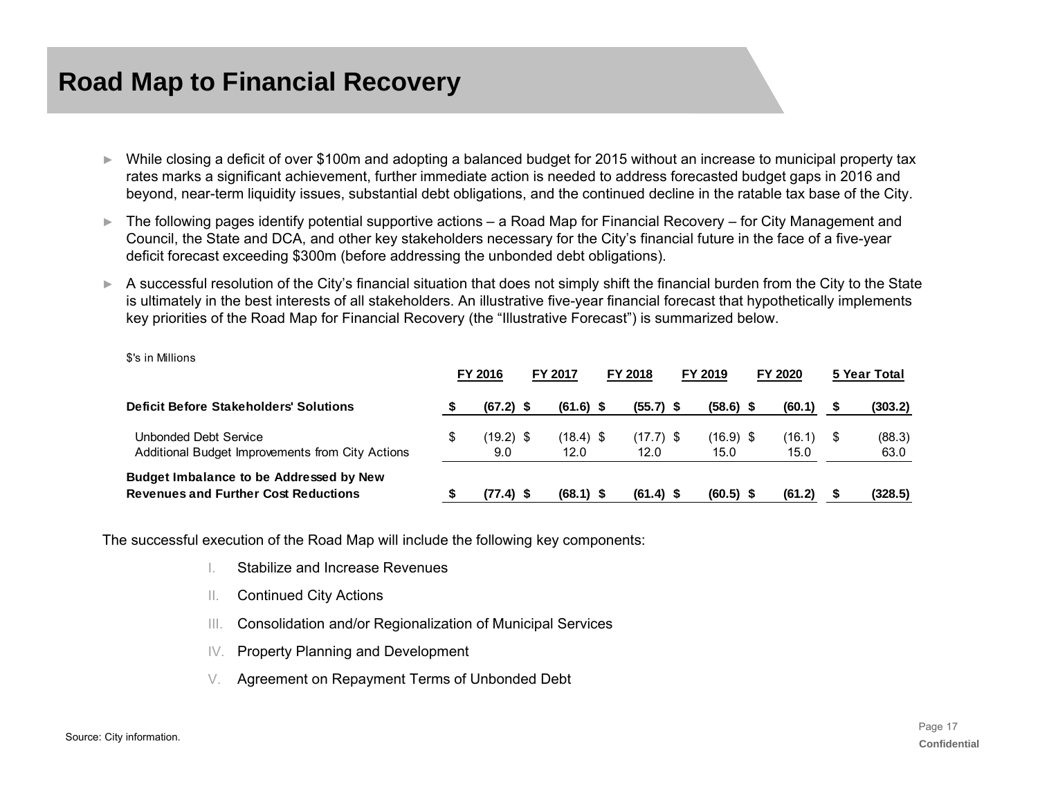# Road Map to Financial Recovery

- While closing a deficit of over $100m and adopting a balanced budget for 2015 without an increase to municipal property tax rates marks a significant achievement, further immediate action is needed to address forecasted budget gaps in 2016 and beyond, near-term liquidity issues, substantial debt obligations, and the continued decline in the ratable tax base of the City.
- The following pages identify potential supportive actions – a Road Map for Financial Recovery – for City Management and Council, the State and DCA, and other key stakeholders necessary for the City's financial future in the face of a five-year deficit forecast exceeding $300m (before addressing the unbonded debt obligations).
- A successful resolution of the City's financial situation that does not simply shift the financial burden from the City to the State is ultimately in the best interests of all stakeholders. An illustrative five-year financial forecast that hypothetically implements key priorities of the Road Map for Financial Recovery (the "Illustrative Forecast") is summarized below.

$'s in Millions

| | FY 2016 | FY 2017 | FY 2018 | FY 2019 | FY 2020 | 5 Year Total |
|---|---|---|---|---|---|---|
| **Deficit Before Stakeholders' Solutions** | **$ (67.2)** | **$ (61.6)** | **$ (55.7)** | **$ (58.6)** | **$ (60.1)** | **$ (303.2)** |
| Unbonded Debt Service | $ (19.2) | $ (18.4) | $ (17.7) | $ (16.9) | $ (16.1) | $ (88.3) |
| Additional Budget Improvements from City Actions | 9.0 | 12.0 | 12.0 | 15.0 | 15.0 | 63.0 |
| **Budget Imbalance to be Addressed by New Revenues and Further Cost Reductions** | **$ (77.4)** | **$ (68.1)** | **$ (61.4)** | **$ (60.5)** | **$ (61.2)** | **$ (328.5)** |

The successful execution of the Road Map will include the following key components:

I. Stabilize and Increase Revenues

II. Continued City Actions

III. Consolidation and/or Regionalization of Municipal Services

IV. Property Planning and Development

V. Agreement on Repayment Terms of Unbonded Debt

Source: City information.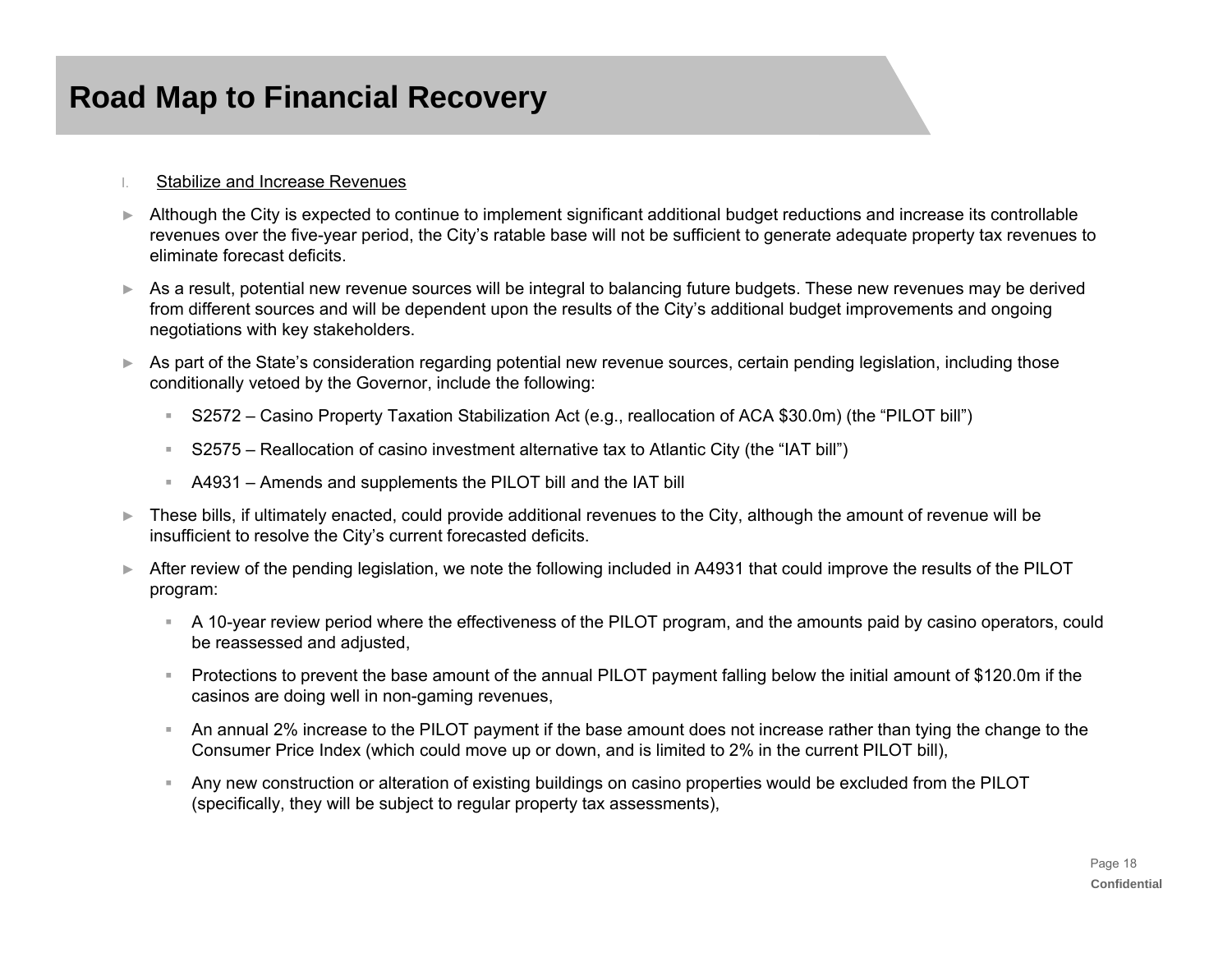# Road Map to Financial Recovery

I. Stabilize and Increase Revenues

- Although the City is expected to continue to implement significant additional budget reductions and increase its controllable revenues over the five-year period, the City's ratable base will not be sufficient to generate adequate property tax revenues to eliminate forecast deficits.
- As a result, potential new revenue sources will be integral to balancing future budgets. These new revenues may be derived from different sources and will be dependent upon the results of the City's additional budget improvements and ongoing negotiations with key stakeholders.
- As part of the State's consideration regarding potential new revenue sources, certain pending legislation, including those conditionally vetoed by the Governor, include the following:
  - S2572 – Casino Property Taxation Stabilization Act (e.g., reallocation of ACA $30.0m) (the "PILOT bill")
  - S2575 – Reallocation of casino investment alternative tax to Atlantic City (the "IAT bill")
  - A4931 – Amends and supplements the PILOT bill and the IAT bill
- These bills, if ultimately enacted, could provide additional revenues to the City, although the amount of revenue will be insufficient to resolve the City's current forecasted deficits.
- After review of the pending legislation, we note the following included in A4931 that could improve the results of the PILOT program:
  - A 10-year review period where the effectiveness of the PILOT program, and the amounts paid by casino operators, could be reassessed and adjusted,
  - Protections to prevent the base amount of the annual PILOT payment falling below the initial amount of $120.0m if the casinos are doing well in non-gaming revenues,
  - An annual 2% increase to the PILOT payment if the base amount does not increase rather than tying the change to the Consumer Price Index (which could move up or down, and is limited to 2% in the current PILOT bill),
  - Any new construction or alteration of existing buildings on casino properties would be excluded from the PILOT (specifically, they will be subject to regular property tax assessments),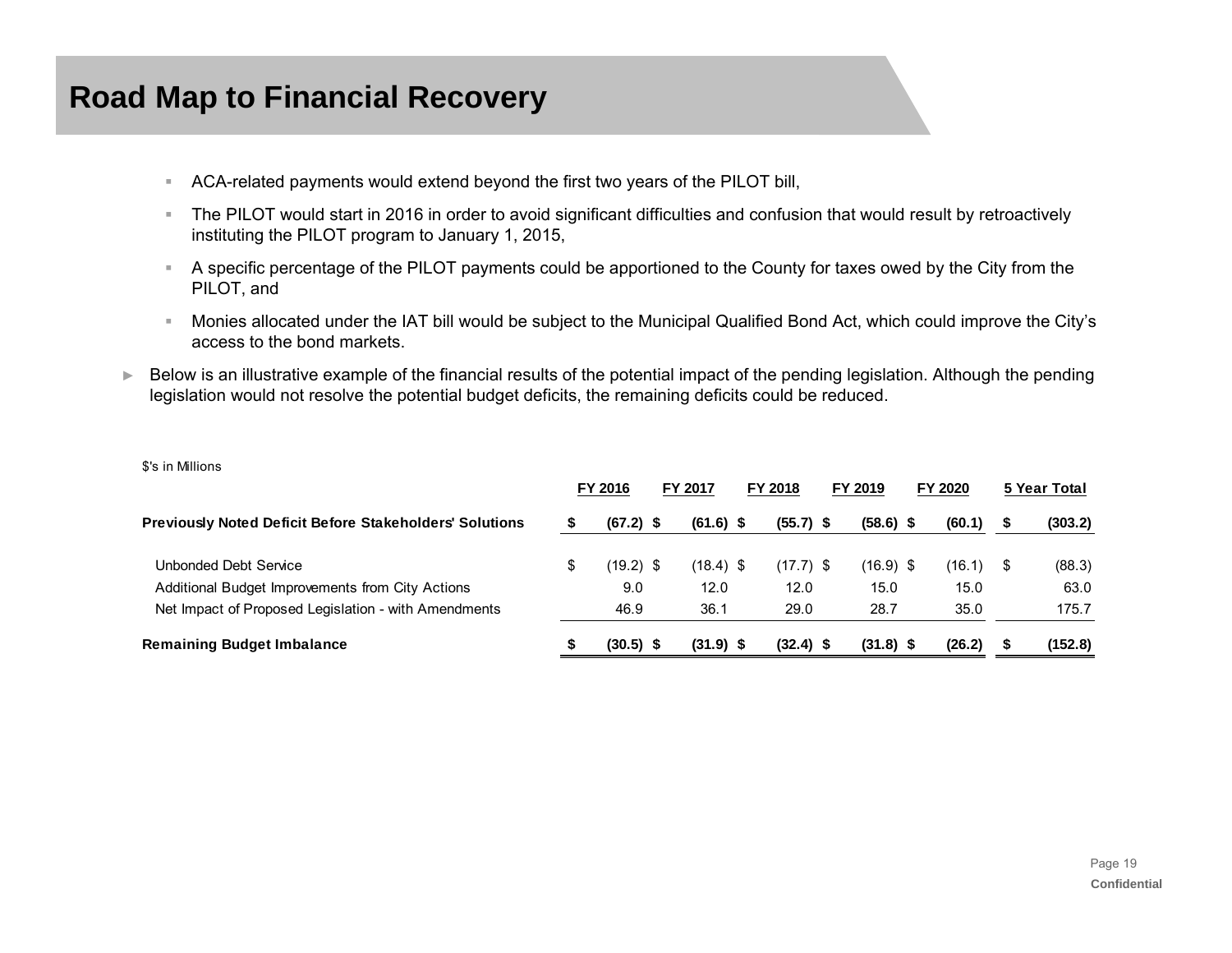# Road Map to Financial Recovery

- ACA-related payments would extend beyond the first two years of the PILOT bill,
- The PILOT would start in 2016 in order to avoid significant difficulties and confusion that would result by retroactively instituting the PILOT program to January 1, 2015,
- A specific percentage of the PILOT payments could be apportioned to the County for taxes owed by the City from the PILOT, and
- Monies allocated under the IAT bill would be subject to the Municipal Qualified Bond Act, which could improve the City's access to the bond markets.

► Below is an illustrative example of the financial results of the potential impact of the pending legislation. Although the pending legislation would not resolve the potential budget deficits, the remaining deficits could be reduced.

$'s in Millions

| | FY 2016 | FY 2017 | FY 2018 | FY 2019 | FY 2020 | 5 Year Total |
|---|---|---|---|---|---|---|
| **Previously Noted Deficit Before Stakeholders' Solutions** | **$ (67.2)** | **$ (61.6)** | **$ (55.7)** | **$ (58.6)** | **$ (60.1)** | **$ (303.2)** |
| Unbonded Debt Service | $ (19.2) | $ (18.4) | $ (17.7) | $ (16.9) | $ (16.1) | $ (88.3) |
| Additional Budget Improvements from City Actions | 9.0 | 12.0 | 12.0 | 15.0 | 15.0 | 63.0 |
| Net Impact of Proposed Legislation - with Amendments | 46.9 | 36.1 | 29.0 | 28.7 | 35.0 | 175.7 |
| **Remaining Budget Imbalance** | **$ (30.5)** | **$ (31.9)** | **$ (32.4)** | **$ (31.8)** | **$ (26.2)** | **$ (152.8)** |

Confidential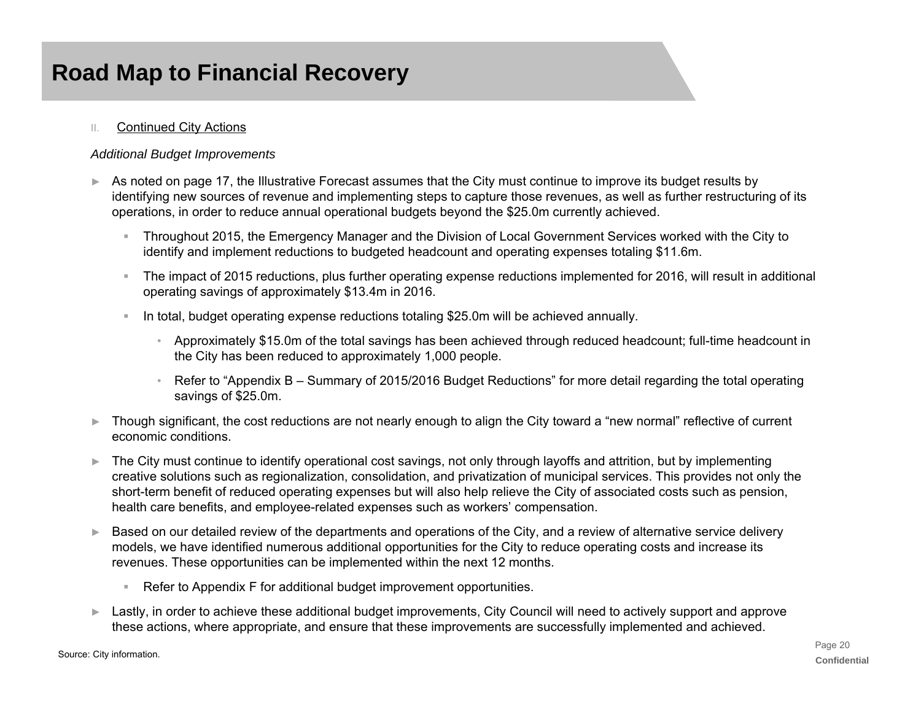# Road Map to Financial Recovery

II. Continued City Actions

*Additional Budget Improvements*

- As noted on page 17, the Illustrative Forecast assumes that the City must continue to improve its budget results by identifying new sources of revenue and implementing steps to capture those revenues, as well as further restructuring of its operations, in order to reduce annual operational budgets beyond the $25.0m currently achieved.
  - Throughout 2015, the Emergency Manager and the Division of Local Government Services worked with the City to identify and implement reductions to budgeted headcount and operating expenses totaling $11.6m.
  - The impact of 2015 reductions, plus further operating expense reductions implemented for 2016, will result in additional operating savings of approximately $13.4m in 2016.
  - In total, budget operating expense reductions totaling $25.0m will be achieved annually.
    - Approximately $15.0m of the total savings has been achieved through reduced headcount; full-time headcount in the City has been reduced to approximately 1,000 people.
    - Refer to "Appendix B – Summary of 2015/2016 Budget Reductions" for more detail regarding the total operating savings of $25.0m.
- Though significant, the cost reductions are not nearly enough to align the City toward a "new normal" reflective of current economic conditions.
- The City must continue to identify operational cost savings, not only through layoffs and attrition, but by implementing creative solutions such as regionalization, consolidation, and privatization of municipal services. This provides not only the short-term benefit of reduced operating expenses but will also help relieve the City of associated costs such as pension, health care benefits, and employee-related expenses such as workers' compensation.
- Based on our detailed review of the departments and operations of the City, and a review of alternative service delivery models, we have identified numerous additional opportunities for the City to reduce operating costs and increase its revenues. These opportunities can be implemented within the next 12 months.
  - Refer to Appendix F for additional budget improvement opportunities.
- Lastly, in order to achieve these additional budget improvements, City Council will need to actively support and approve these actions, where appropriate, and ensure that these improvements are successfully implemented and achieved.

Source: City information.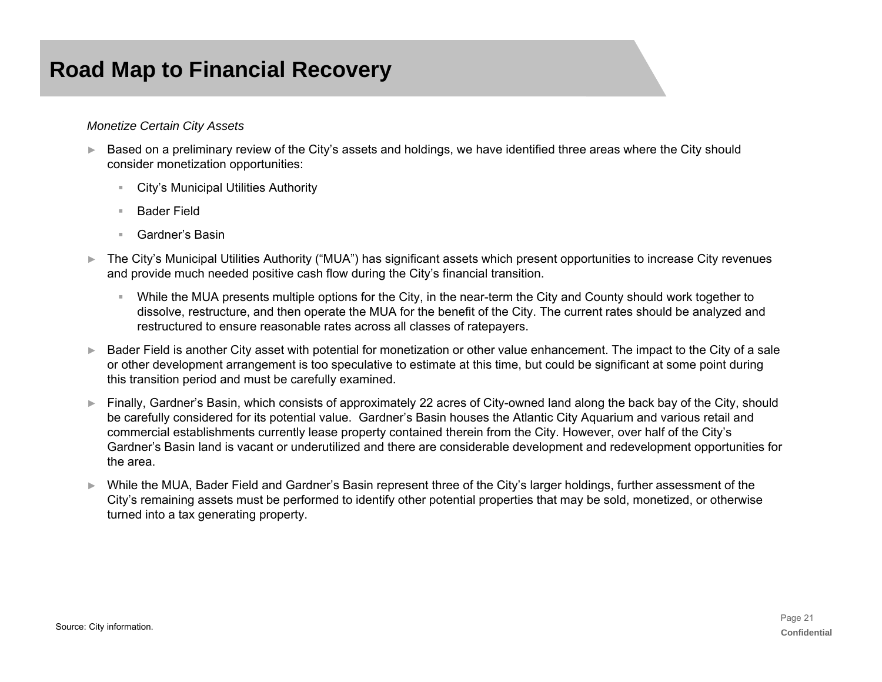# Road Map to Financial Recovery

*Monetize Certain City Assets*

- Based on a preliminary review of the City's assets and holdings, we have identified three areas where the City should consider monetization opportunities:
  - City's Municipal Utilities Authority
  - Bader Field
  - Gardner's Basin
- The City's Municipal Utilities Authority ("MUA") has significant assets which present opportunities to increase City revenues and provide much needed positive cash flow during the City's financial transition.
  - While the MUA presents multiple options for the City, in the near-term the City and County should work together to dissolve, restructure, and then operate the MUA for the benefit of the City. The current rates should be analyzed and restructured to ensure reasonable rates across all classes of ratepayers.
- Bader Field is another City asset with potential for monetization or other value enhancement. The impact to the City of a sale or other development arrangement is too speculative to estimate at this time, but could be significant at some point during this transition period and must be carefully examined.
- Finally, Gardner's Basin, which consists of approximately 22 acres of City-owned land along the back bay of the City, should be carefully considered for its potential value. Gardner's Basin houses the Atlantic City Aquarium and various retail and commercial establishments currently lease property contained therein from the City. However, over half of the City's Gardner's Basin land is vacant or underutilized and there are considerable development and redevelopment opportunities for the area.
- While the MUA, Bader Field and Gardner's Basin represent three of the City's larger holdings, further assessment of the City's remaining assets must be performed to identify other potential properties that may be sold, monetized, or otherwise turned into a tax generating property.

Source: City information.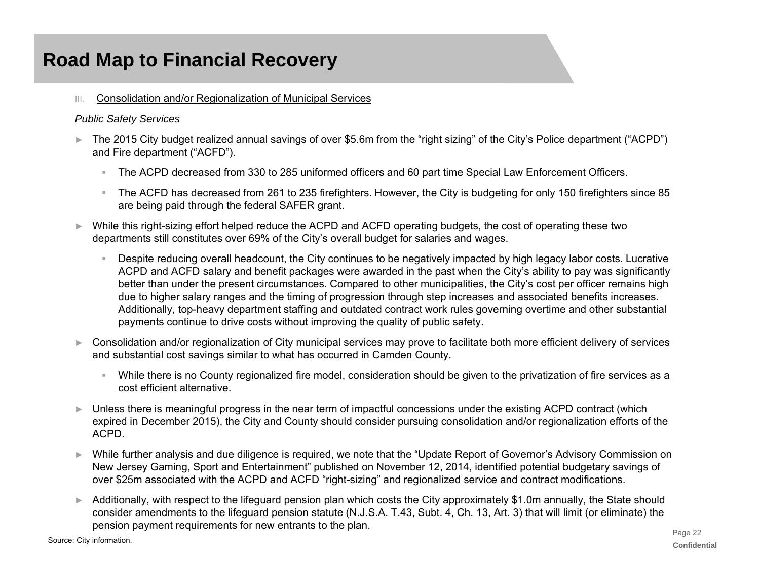# Road Map to Financial Recovery

III. Consolidation and/or Regionalization of Municipal Services

*Public Safety Services*

- The 2015 City budget realized annual savings of over $5.6m from the "right sizing" of the City's Police department ("ACPD") and Fire department ("ACFD").
  - The ACPD decreased from 330 to 285 uniformed officers and 60 part time Special Law Enforcement Officers.
  - The ACFD has decreased from 261 to 235 firefighters. However, the City is budgeting for only 150 firefighters since 85 are being paid through the federal SAFER grant.
- While this right-sizing effort helped reduce the ACPD and ACFD operating budgets, the cost of operating these two departments still constitutes over 69% of the City's overall budget for salaries and wages.
  - Despite reducing overall headcount, the City continues to be negatively impacted by high legacy labor costs. Lucrative ACPD and ACFD salary and benefit packages were awarded in the past when the City's ability to pay was significantly better than under the present circumstances. Compared to other municipalities, the City's cost per officer remains high due to higher salary ranges and the timing of progression through step increases and associated benefits increases. Additionally, top-heavy department staffing and outdated contract work rules governing overtime and other substantial payments continue to drive costs without improving the quality of public safety.
- Consolidation and/or regionalization of City municipal services may prove to facilitate both more efficient delivery of services and substantial cost savings similar to what has occurred in Camden County.
  - While there is no County regionalized fire model, consideration should be given to the privatization of fire services as a cost efficient alternative.
- Unless there is meaningful progress in the near term of impactful concessions under the existing ACPD contract (which expired in December 2015), the City and County should consider pursuing consolidation and/or regionalization efforts of the ACPD.
- While further analysis and due diligence is required, we note that the "Update Report of Governor's Advisory Commission on New Jersey Gaming, Sport and Entertainment" published on November 12, 2014, identified potential budgetary savings of over $25m associated with the ACPD and ACFD "right-sizing" and regionalized service and contract modifications.
- Additionally, with respect to the lifeguard pension plan which costs the City approximately $1.0m annually, the State should consider amendments to the lifeguard pension statute (N.J.S.A. T.43, Subt. 4, Ch. 13, Art. 3) that will limit (or eliminate) the pension payment requirements for new entrants to the plan.

Source: City information.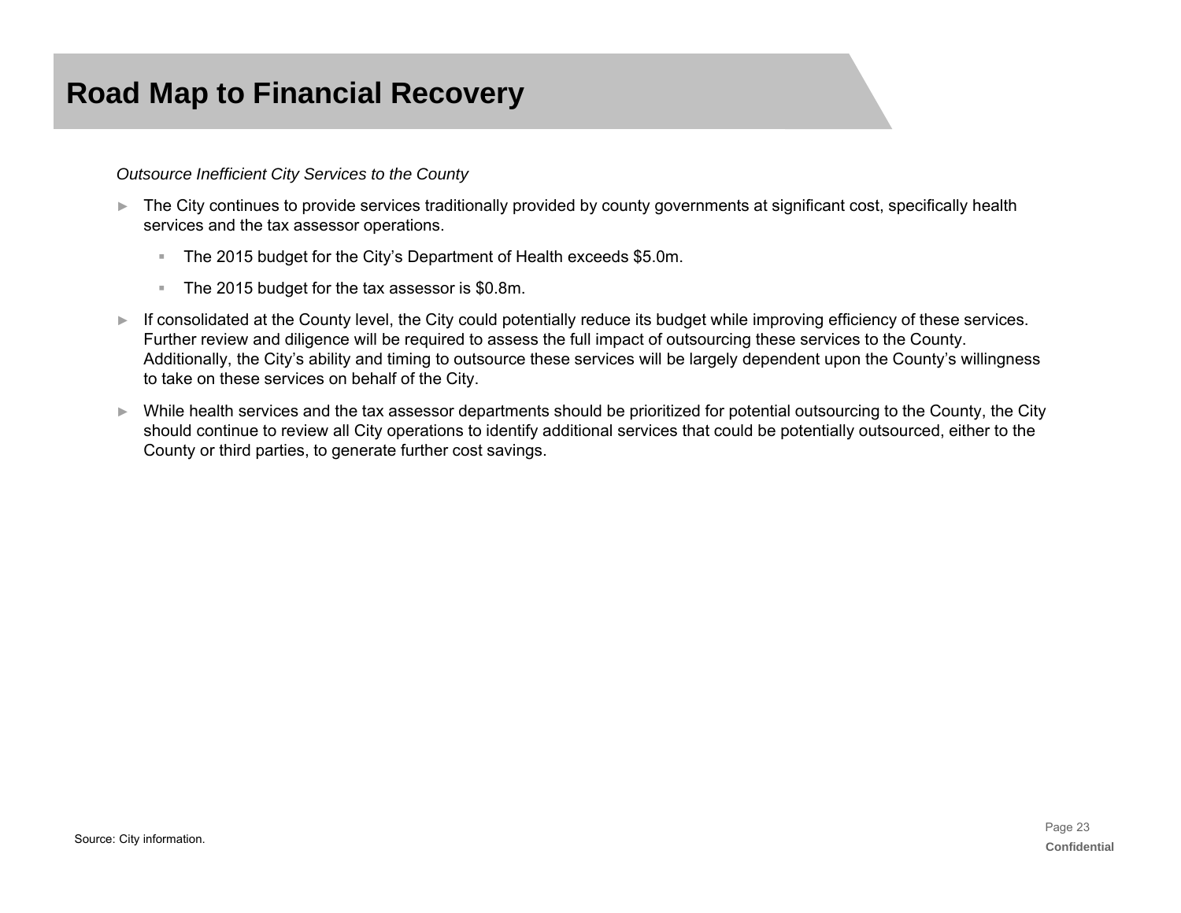# Road Map to Financial Recovery

*Outsource Inefficient City Services to the County*

- The City continues to provide services traditionally provided by county governments at significant cost, specifically health services and the tax assessor operations.
  - The 2015 budget for the City's Department of Health exceeds $5.0m.
  - The 2015 budget for the tax assessor is $0.8m.
- If consolidated at the County level, the City could potentially reduce its budget while improving efficiency of these services. Further review and diligence will be required to assess the full impact of outsourcing these services to the County. Additionally, the City's ability and timing to outsource these services will be largely dependent upon the County's willingness to take on these services on behalf of the City.
- While health services and the tax assessor departments should be prioritized for potential outsourcing to the County, the City should continue to review all City operations to identify additional services that could be potentially outsourced, either to the County or third parties, to generate further cost savings.

Source: City information.

Confidential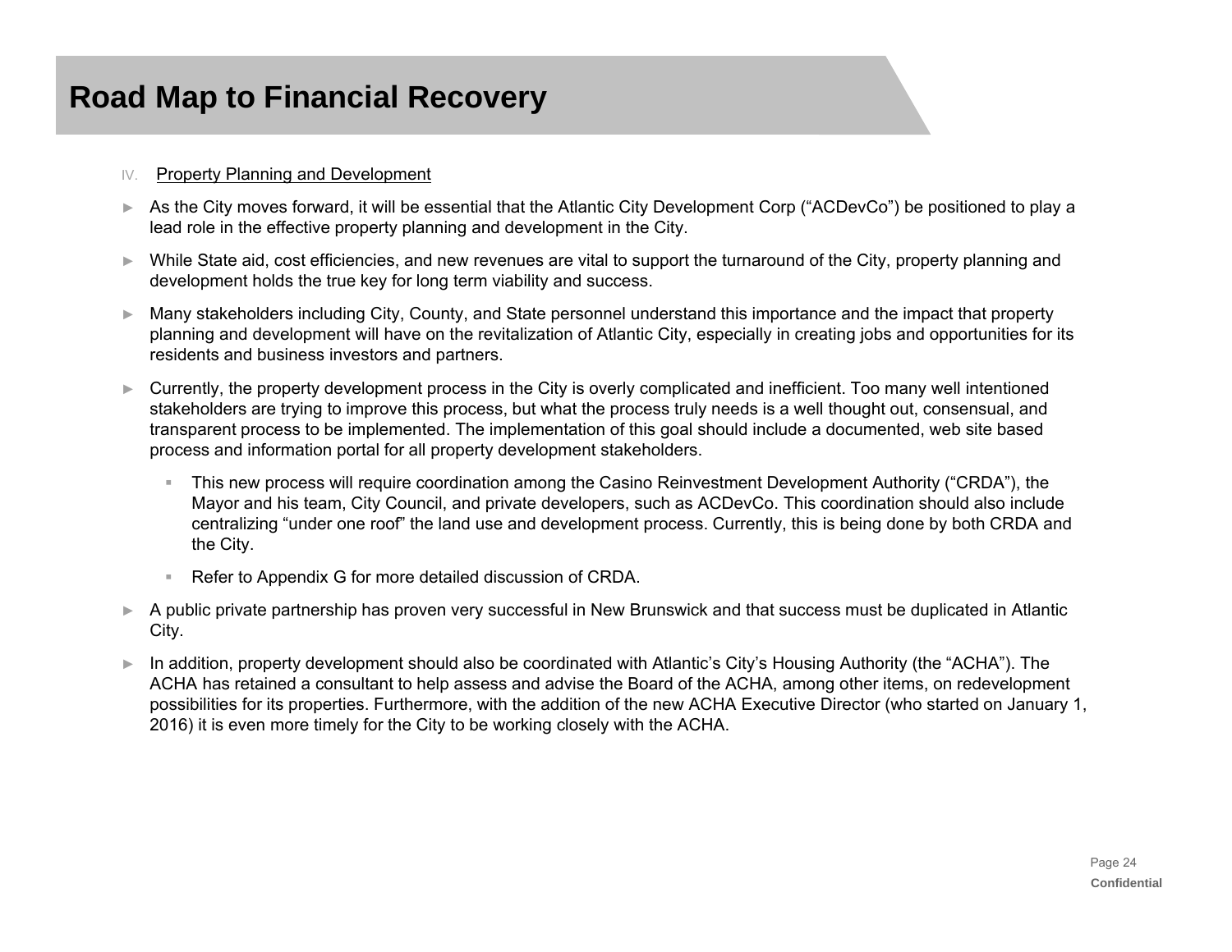# Road Map to Financial Recovery

IV. Property Planning and Development

- As the City moves forward, it will be essential that the Atlantic City Development Corp ("ACDevCo") be positioned to play a lead role in the effective property planning and development in the City.
- While State aid, cost efficiencies, and new revenues are vital to support the turnaround of the City, property planning and development holds the true key for long term viability and success.
- Many stakeholders including City, County, and State personnel understand this importance and the impact that property planning and development will have on the revitalization of Atlantic City, especially in creating jobs and opportunities for its residents and business investors and partners.
- Currently, the property development process in the City is overly complicated and inefficient. Too many well intentioned stakeholders are trying to improve this process, but what the process truly needs is a well thought out, consensual, and transparent process to be implemented. The implementation of this goal should include a documented, web site based process and information portal for all property development stakeholders.
  - This new process will require coordination among the Casino Reinvestment Development Authority ("CRDA"), the Mayor and his team, City Council, and private developers, such as ACDevCo. This coordination should also include centralizing "under one roof" the land use and development process. Currently, this is being done by both CRDA and the City.
  - Refer to Appendix G for more detailed discussion of CRDA.
- A public private partnership has proven very successful in New Brunswick and that success must be duplicated in Atlantic City.
- In addition, property development should also be coordinated with Atlantic's City's Housing Authority (the "ACHA"). The ACHA has retained a consultant to help assess and advise the Board of the ACHA, among other items, on redevelopment possibilities for its properties. Furthermore, with the addition of the new ACHA Executive Director (who started on January 1, 2016) it is even more timely for the City to be working closely with the ACHA.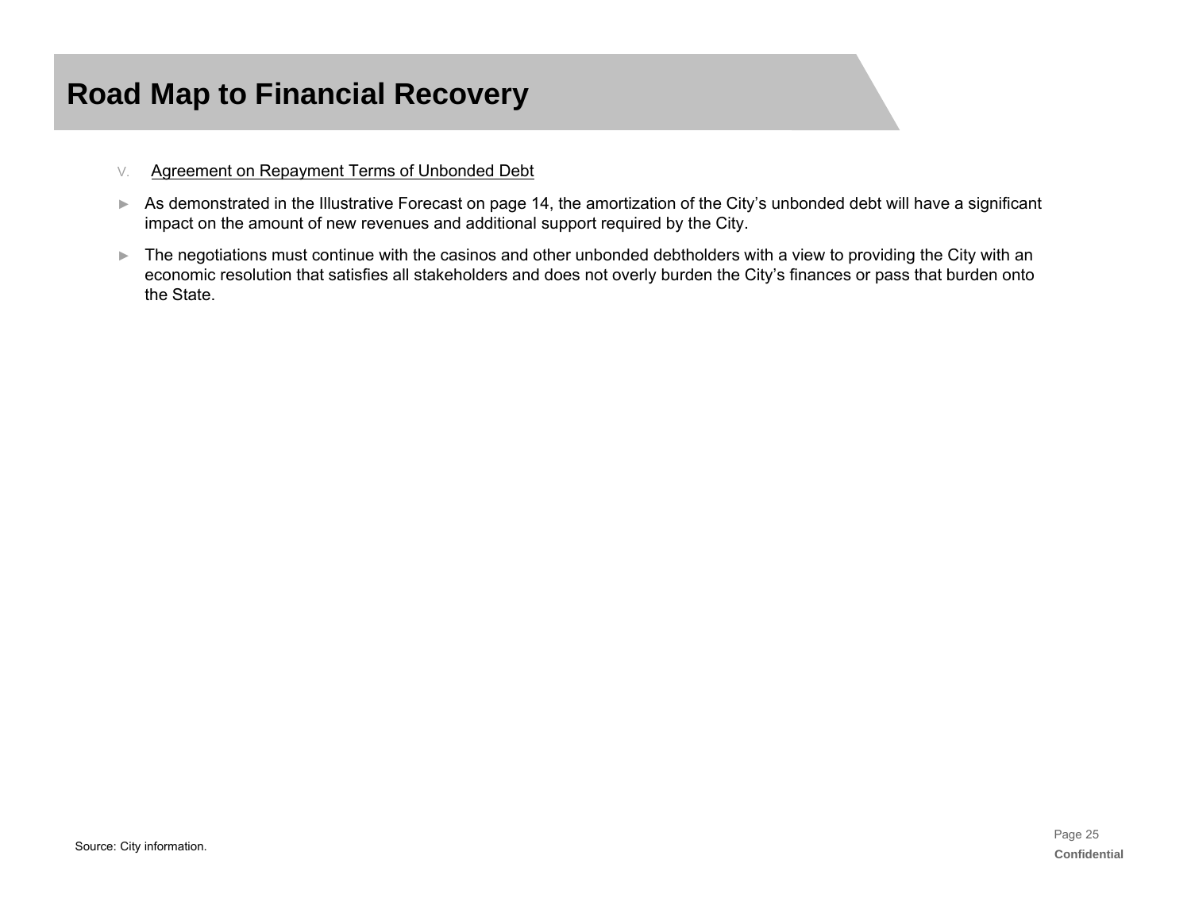# Road Map to Financial Recovery

V. <u>Agreement on Repayment Terms of Unbonded Debt</u>

- As demonstrated in the Illustrative Forecast on page 14, the amortization of the City's unbonded debt will have a significant impact on the amount of new revenues and additional support required by the City.
- The negotiations must continue with the casinos and other unbonded debtholders with a view to providing the City with an economic resolution that satisfies all stakeholders and does not overly burden the City's finances or pass that burden onto the State.

Source: City information.

Confidential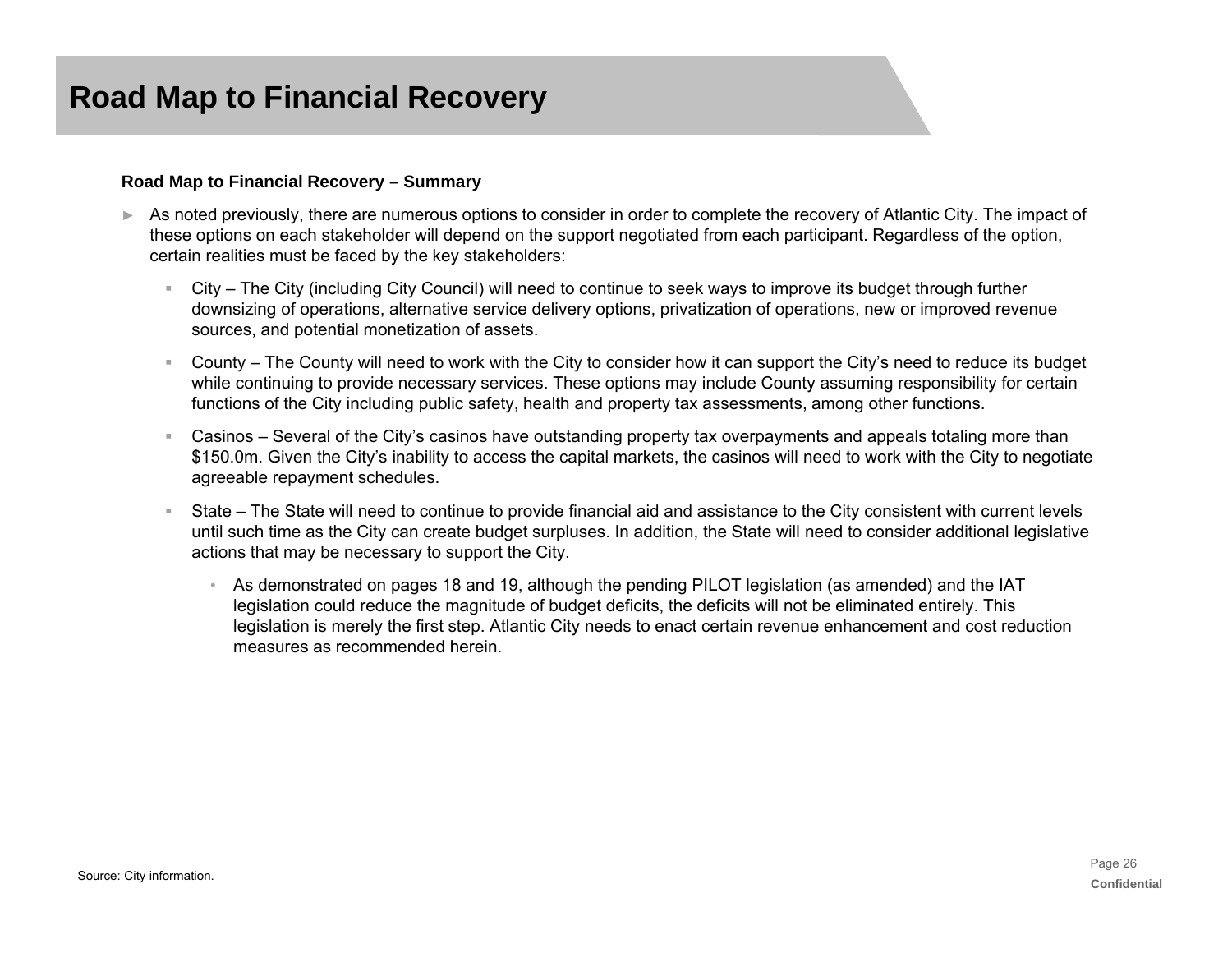# Road Map to Financial Recovery

**Road Map to Financial Recovery – Summary**

- As noted previously, there are numerous options to consider in order to complete the recovery of Atlantic City. The impact of these options on each stakeholder will depend on the support negotiated from each participant. Regardless of the option, certain realities must be faced by the key stakeholders:
  - City – The City (including City Council) will need to continue to seek ways to improve its budget through further downsizing of operations, alternative service delivery options, privatization of operations, new or improved revenue sources, and potential monetization of assets.
  - County – The County will need to work with the City to consider how it can support the City's need to reduce its budget while continuing to provide necessary services. These options may include County assuming responsibility for certain functions of the City including public safety, health and property tax assessments, among other functions.
  - Casinos – Several of the City's casinos have outstanding property tax overpayments and appeals totaling more than $150.0m. Given the City's inability to access the capital markets, the casinos will need to work with the City to negotiate agreeable repayment schedules.
  - State – The State will need to continue to provide financial aid and assistance to the City consistent with current levels until such time as the City can create budget surpluses. In addition, the State will need to consider additional legislative actions that may be necessary to support the City.
    - As demonstrated on pages 18 and 19, although the pending PILOT legislation (as amended) and the IAT legislation could reduce the magnitude of budget deficits, the deficits will not be eliminated entirely. This legislation is merely the first step. Atlantic City needs to enact certain revenue enhancement and cost reduction measures as recommended herein.

Source: City information.

Confidential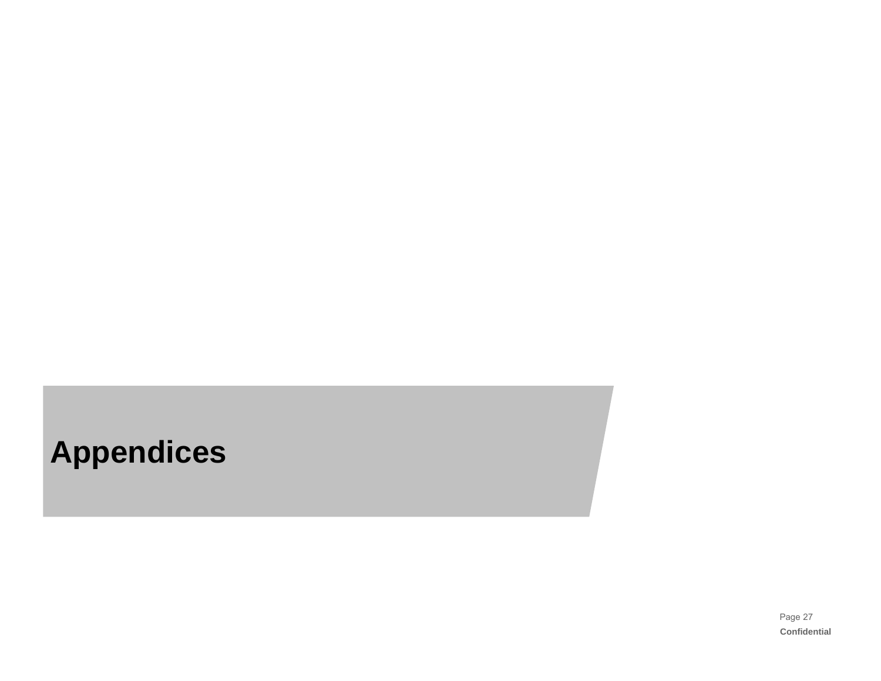# Appendices

**Confidential**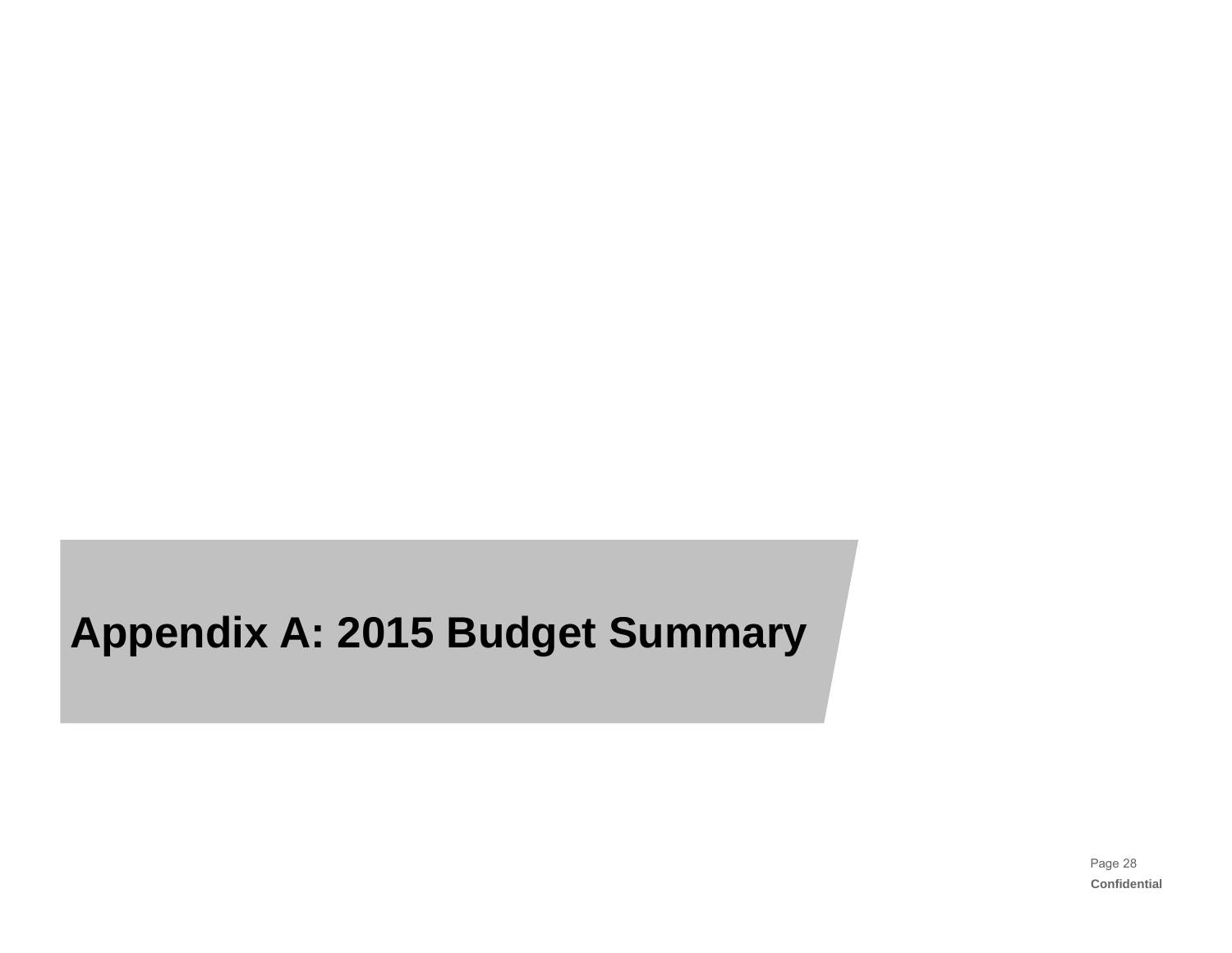# Appendix A: 2015 Budget Summary

Confidential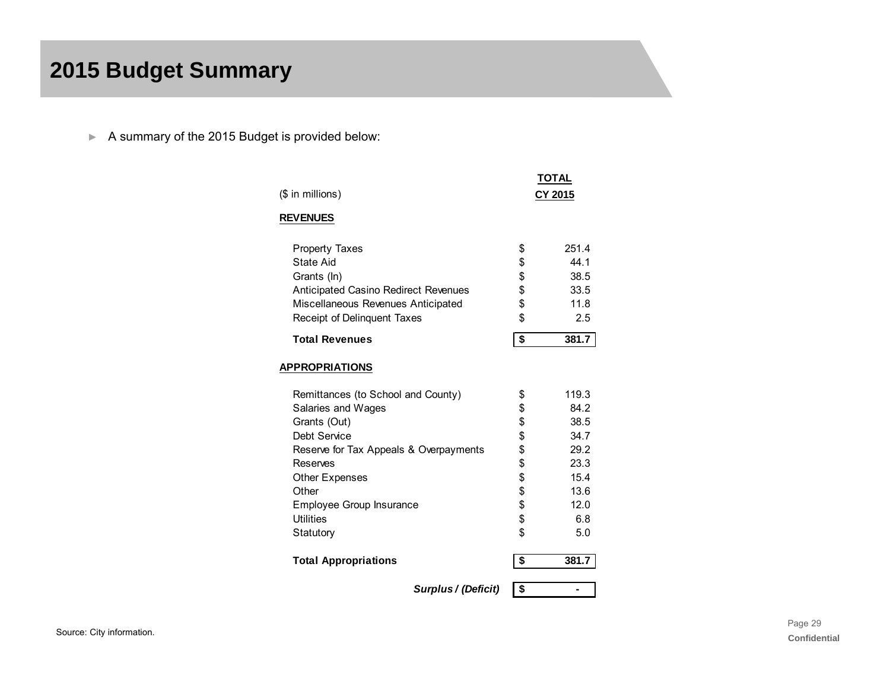# 2015 Budget Summary

- A summary of the 2015 Budget is provided below:

| ($ in millions) | TOTAL CY 2015 |
|---|---|
| **REVENUES** | |
| Property Taxes | $ 251.4 |
| State Aid | $ 44.1 |
| Grants (In) | $ 38.5 |
| Anticipated Casino Redirect Revenues | $ 33.5 |
| Miscellaneous Revenues Anticipated | $ 11.8 |
| Receipt of Delinquent Taxes | $ 2.5 |
| **Total Revenues** | **$ 381.7** |
| **APPROPRIATIONS** | |
| Remittances (to School and County) | $ 119.3 |
| Salaries and Wages | $ 84.2 |
| Grants (Out) | $ 38.5 |
| Debt Service | $ 34.7 |
| Reserve for Tax Appeals & Overpayments | $ 29.2 |
| Reserves | $ 23.3 |
| Other Expenses | $ 15.4 |
| Other | $ 13.6 |
| Employee Group Insurance | $ 12.0 |
| Utilities | $ 6.8 |
| Statutory | $ 5.0 |
| **Total Appropriations** | **$ 381.7** |
| ***Surplus / (Deficit)*** | **$ -** |

Source: City information.

Confidential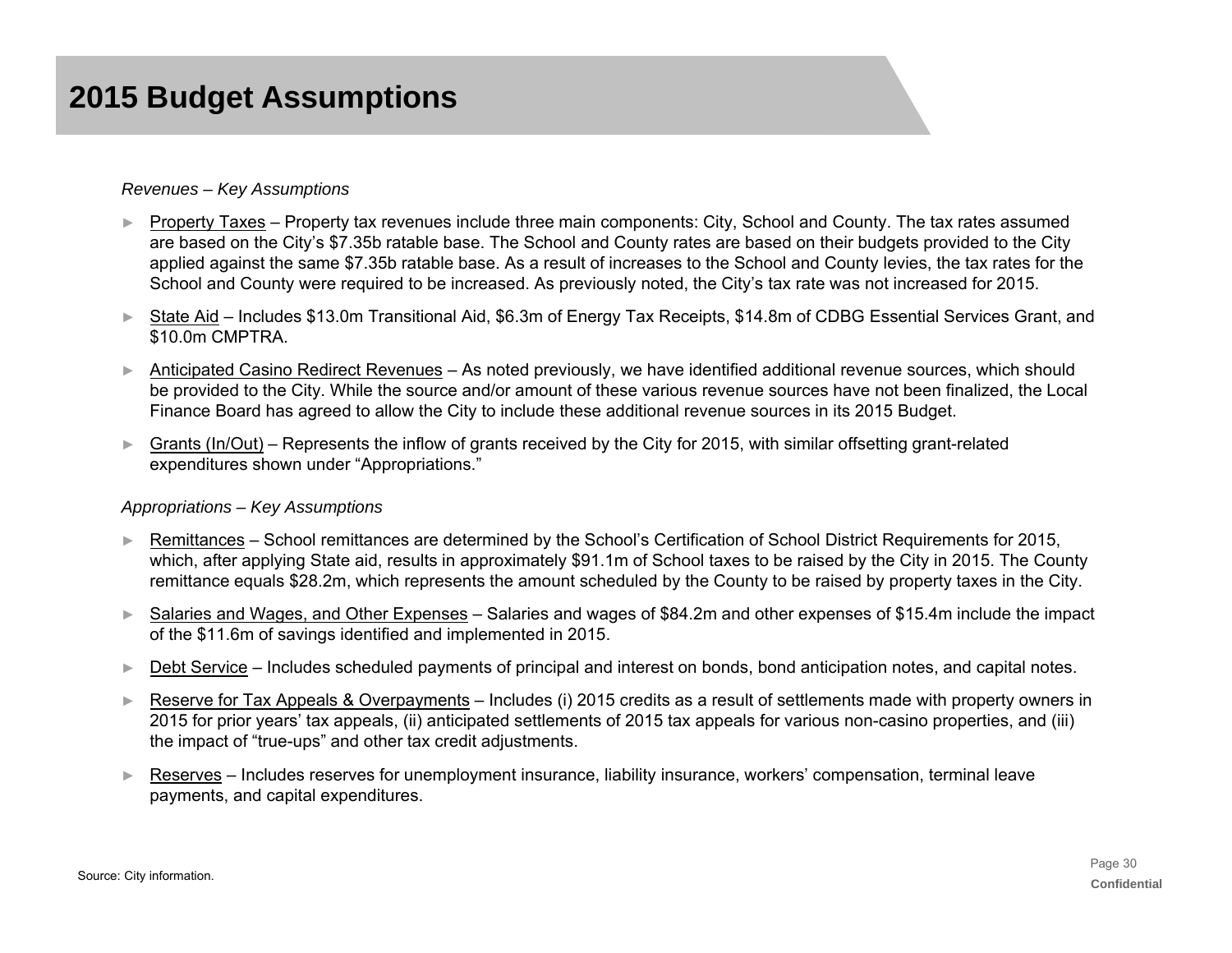# 2015 Budget Assumptions

*Revenues – Key Assumptions*

- Property Taxes – Property tax revenues include three main components: City, School and County. The tax rates assumed are based on the City's $7.35b ratable base. The School and County rates are based on their budgets provided to the City applied against the same $7.35b ratable base. As a result of increases to the School and County levies, the tax rates for the School and County were required to be increased. As previously noted, the City's tax rate was not increased for 2015.
- State Aid – Includes $13.0m Transitional Aid, $6.3m of Energy Tax Receipts, $14.8m of CDBG Essential Services Grant, and $10.0m CMPTRA.
- Anticipated Casino Redirect Revenues – As noted previously, we have identified additional revenue sources, which should be provided to the City. While the source and/or amount of these various revenue sources have not been finalized, the Local Finance Board has agreed to allow the City to include these additional revenue sources in its 2015 Budget.
- Grants (In/Out) – Represents the inflow of grants received by the City for 2015, with similar offsetting grant-related expenditures shown under "Appropriations."

*Appropriations – Key Assumptions*

- Remittances – School remittances are determined by the School's Certification of School District Requirements for 2015, which, after applying State aid, results in approximately $91.1m of School taxes to be raised by the City in 2015. The County remittance equals $28.2m, which represents the amount scheduled by the County to be raised by property taxes in the City.
- Salaries and Wages, and Other Expenses – Salaries and wages of $84.2m and other expenses of $15.4m include the impact of the $11.6m of savings identified and implemented in 2015.
- Debt Service – Includes scheduled payments of principal and interest on bonds, bond anticipation notes, and capital notes.
- Reserve for Tax Appeals & Overpayments – Includes (i) 2015 credits as a result of settlements made with property owners in 2015 for prior years' tax appeals, (ii) anticipated settlements of 2015 tax appeals for various non-casino properties, and (iii) the impact of "true-ups" and other tax credit adjustments.
- Reserves – Includes reserves for unemployment insurance, liability insurance, workers' compensation, terminal leave payments, and capital expenditures.

Source: City information.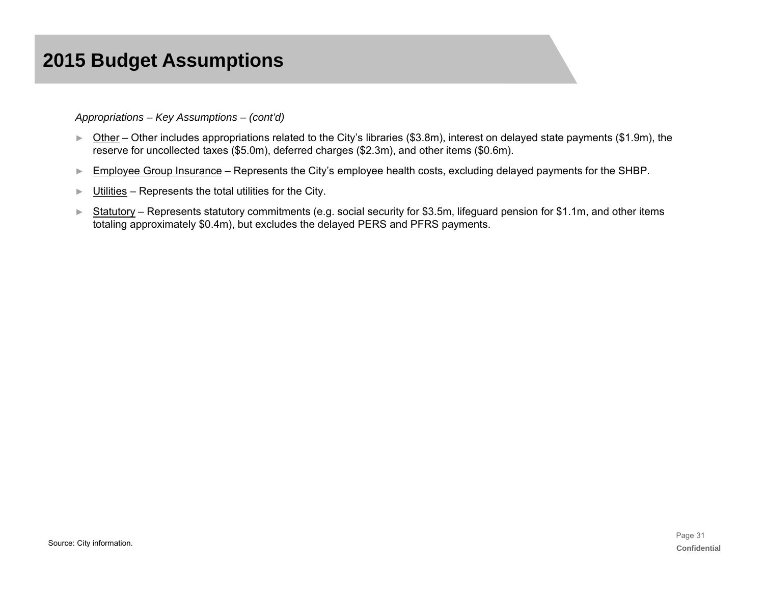# 2015 Budget Assumptions

*Appropriations – Key Assumptions – (cont'd)*

- Other – Other includes appropriations related to the City's libraries ($3.8m), interest on delayed state payments ($1.9m), the reserve for uncollected taxes ($5.0m), deferred charges ($2.3m), and other items ($0.6m).
- Employee Group Insurance – Represents the City's employee health costs, excluding delayed payments for the SHBP.
- Utilities – Represents the total utilities for the City.
- Statutory – Represents statutory commitments (e.g. social security for $3.5m, lifeguard pension for $1.1m, and other items totaling approximately $0.4m), but excludes the delayed PERS and PFRS payments.

Source: City information.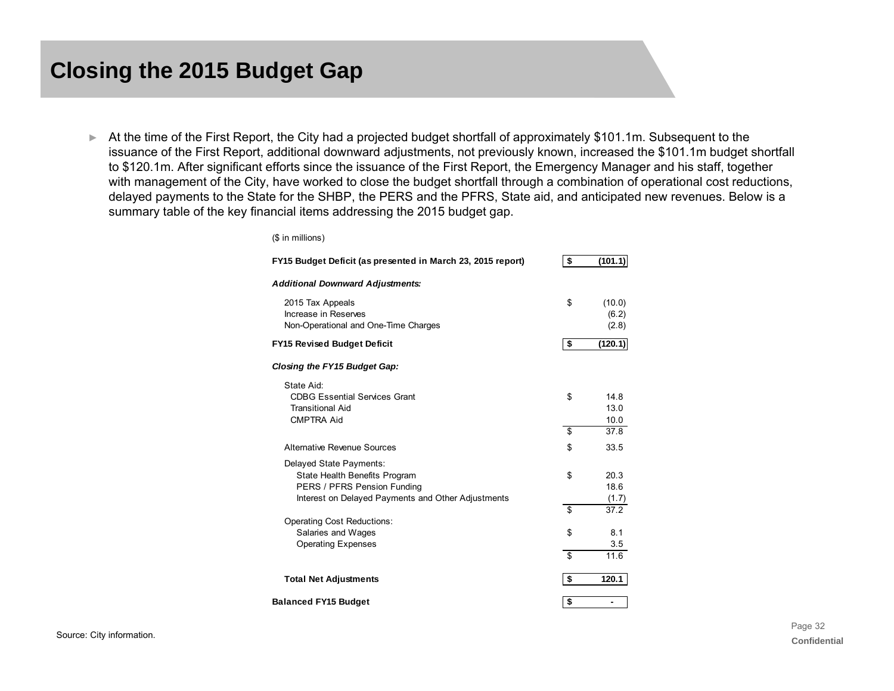# Closing the 2015 Budget Gap

- At the time of the First Report, the City had a projected budget shortfall of approximately $101.1m. Subsequent to the issuance of the First Report, additional downward adjustments, not previously known, increased the $101.1m budget shortfall to $120.1m. After significant efforts since the issuance of the First Report, the Emergency Manager and his staff, together with management of the City, have worked to close the budget shortfall through a combination of operational cost reductions, delayed payments to the State for the SHBP, the PERS and the PFRS, State aid, and anticipated new revenues. Below is a summary table of the key financial items addressing the 2015 budget gap.

($ in millions)

| | | |
|---|---|---|
| **FY15 Budget Deficit (as presented in March 23, 2015 report)** | **$** | **(101.1)** |
| ***Additional Downward Adjustments:*** | | |
| 2015 Tax Appeals | $ | (10.0) |
| Increase in Reserves | | (6.2) |
| Non-Operational and One-Time Charges | | (2.8) |
| **FY15 Revised Budget Deficit** | **$** | **(120.1)** |
| ***Closing the FY15 Budget Gap:*** | | |
| State Aid: | | |
| CDBG Essential Services Grant | $ | 14.8 |
| Transitional Aid | | 13.0 |
| CMPTRA Aid | | 10.0 |
| | $ | 37.8 |
| Alternative Revenue Sources | $ | 33.5 |
| Delayed State Payments: | | |
| State Health Benefits Program | $ | 20.3 |
| PERS / PFRS Pension Funding | | 18.6 |
| Interest on Delayed Payments and Other Adjustments | | (1.7) |
| | $ | 37.2 |
| Operating Cost Reductions: | | |
| Salaries and Wages | $ | 8.1 |
| Operating Expenses | | 3.5 |
| | $ | 11.6 |
| **Total Net Adjustments** | **$** | **120.1** |
| **Balanced FY15 Budget** | **$** | **-** |

Source: City information.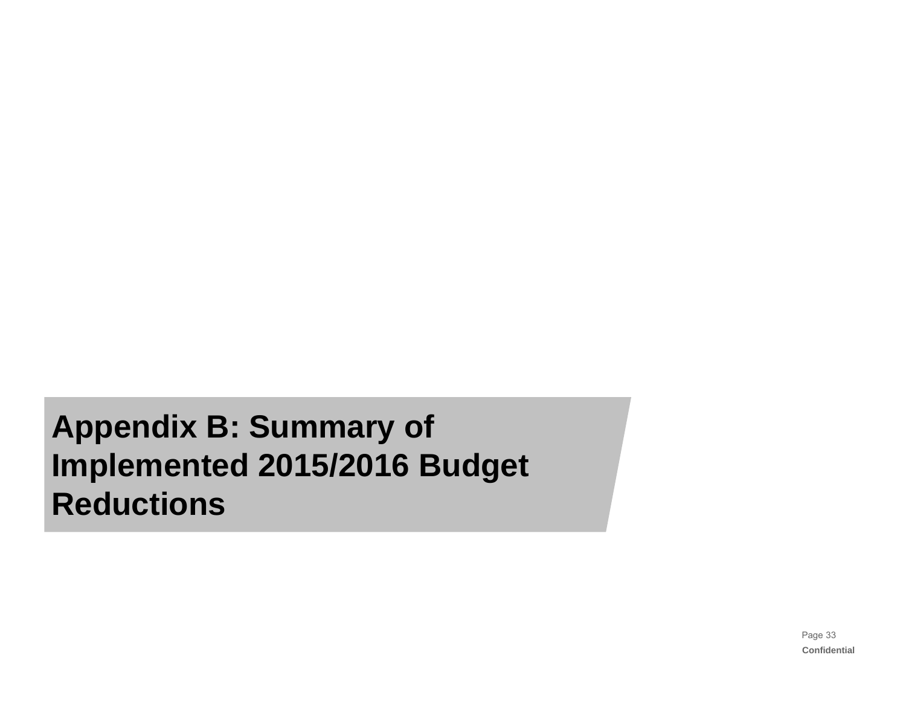# Appendix B: Summary of Implemented 2015/2016 Budget Reductions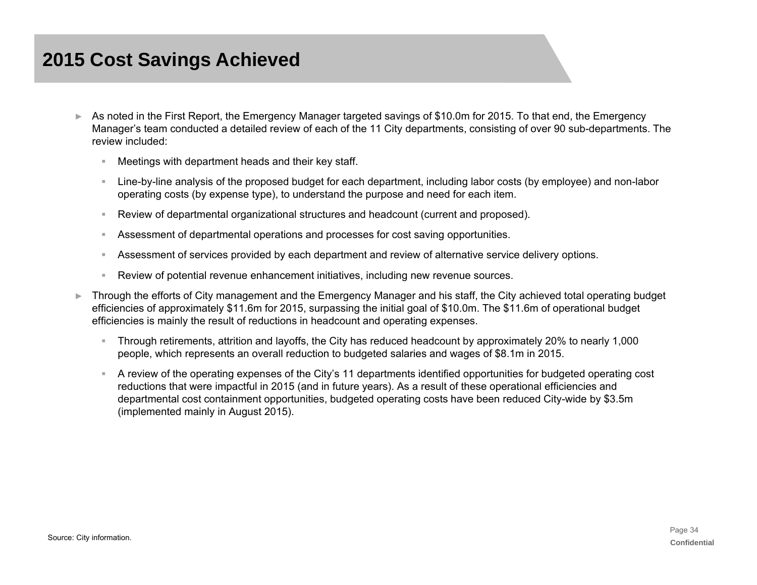# 2015 Cost Savings Achieved

- As noted in the First Report, the Emergency Manager targeted savings of $10.0m for 2015. To that end, the Emergency Manager's team conducted a detailed review of each of the 11 City departments, consisting of over 90 sub-departments. The review included:
  - Meetings with department heads and their key staff.
  - Line-by-line analysis of the proposed budget for each department, including labor costs (by employee) and non-labor operating costs (by expense type), to understand the purpose and need for each item.
  - Review of departmental organizational structures and headcount (current and proposed).
  - Assessment of departmental operations and processes for cost saving opportunities.
  - Assessment of services provided by each department and review of alternative service delivery options.
  - Review of potential revenue enhancement initiatives, including new revenue sources.
- Through the efforts of City management and the Emergency Manager and his staff, the City achieved total operating budget efficiencies of approximately $11.6m for 2015, surpassing the initial goal of $10.0m. The $11.6m of operational budget efficiencies is mainly the result of reductions in headcount and operating expenses.
  - Through retirements, attrition and layoffs, the City has reduced headcount by approximately 20% to nearly 1,000 people, which represents an overall reduction to budgeted salaries and wages of $8.1m in 2015.
  - A review of the operating expenses of the City's 11 departments identified opportunities for budgeted operating cost reductions that were impactful in 2015 (and in future years). As a result of these operational efficiencies and departmental cost containment opportunities, budgeted operating costs have been reduced City-wide by $3.5m (implemented mainly in August 2015).

Source: City information.

Confidential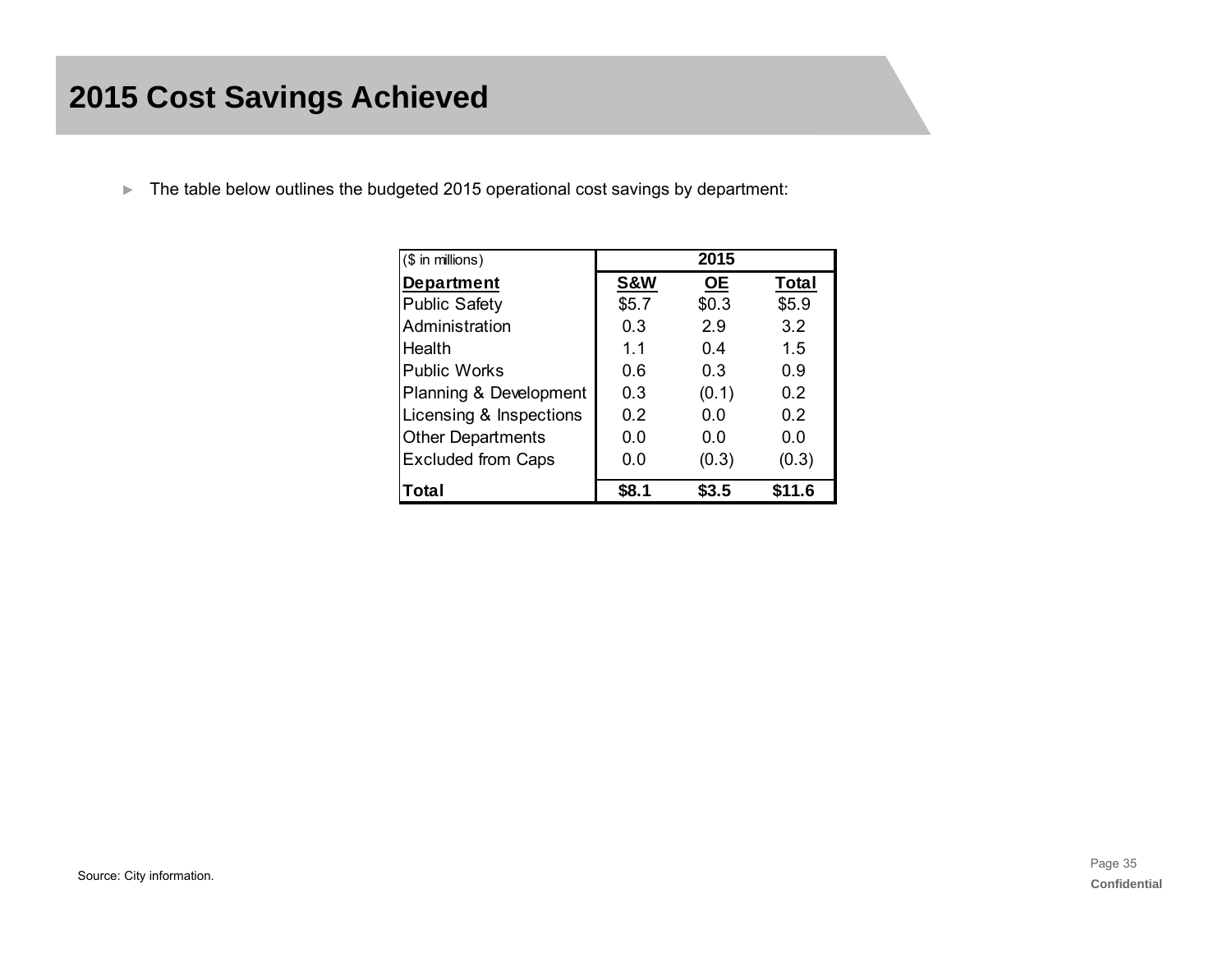# 2015 Cost Savings Achieved

- The table below outlines the budgeted 2015 operational cost savings by department:

| ($ in millions) | 2015 | | |
|---|---|---|---|
| **Department** | **S&W** | **OE** | **Total** |
| Public Safety | $5.7 | $0.3 | $5.9 |
| Administration | 0.3 | 2.9 | 3.2 |
| Health | 1.1 | 0.4 | 1.5 |
| Public Works | 0.6 | 0.3 | 0.9 |
| Planning & Development | 0.3 | (0.1) | 0.2 |
| Licensing & Inspections | 0.2 | 0.0 | 0.2 |
| Other Departments | 0.0 | 0.0 | 0.0 |
| Excluded from Caps | 0.0 | (0.3) | (0.3) |
| **Total** | **$8.1** | **$3.5** | **$11.6** |

Source: City information.

Confidential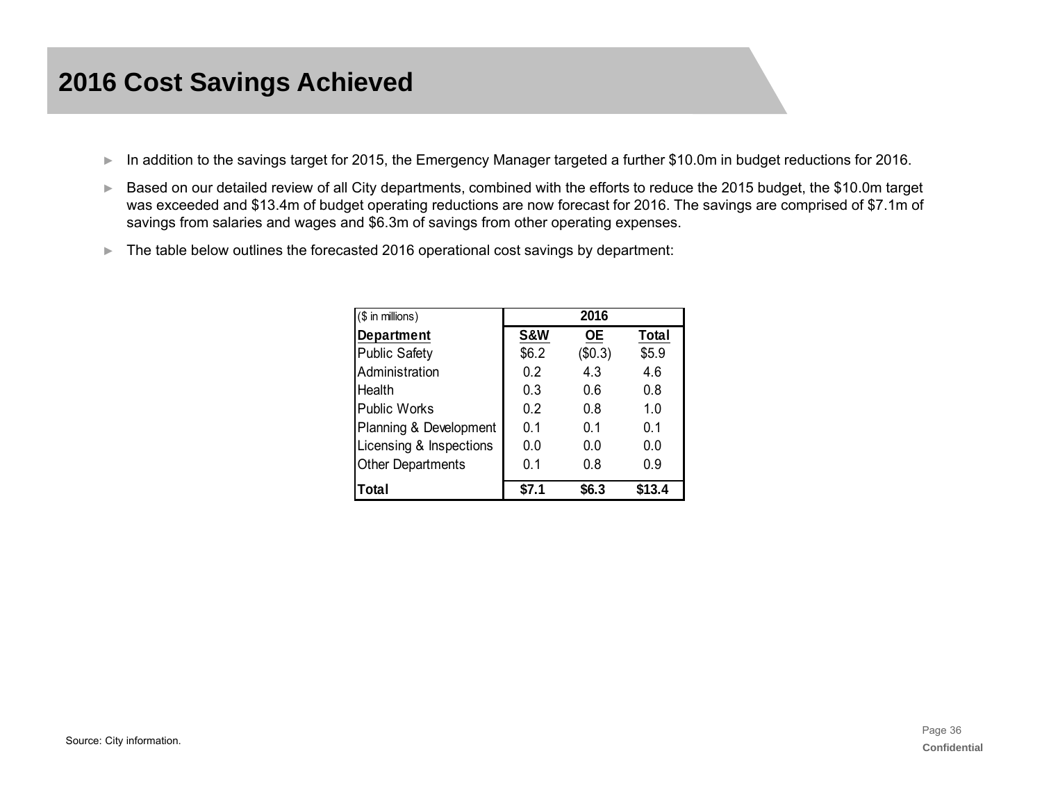# 2016 Cost Savings Achieved

- In addition to the savings target for 2015, the Emergency Manager targeted a further $10.0m in budget reductions for 2016.
- Based on our detailed review of all City departments, combined with the efforts to reduce the 2015 budget, the $10.0m target was exceeded and $13.4m of budget operating reductions are now forecast for 2016. The savings are comprised of $7.1m of savings from salaries and wages and $6.3m of savings from other operating expenses.
- The table below outlines the forecasted 2016 operational cost savings by department:

| ($ in millions) | 2016 | | |
|---|---|---|---|
| **Department** | **S&W** | **OE** | **Total** |
| Public Safety | $6.2 | ($0.3) | $5.9 |
| Administration | 0.2 | 4.3 | 4.6 |
| Health | 0.3 | 0.6 | 0.8 |
| Public Works | 0.2 | 0.8 | 1.0 |
| Planning & Development | 0.1 | 0.1 | 0.1 |
| Licensing & Inspections | 0.0 | 0.0 | 0.0 |
| Other Departments | 0.1 | 0.8 | 0.9 |
| **Total** | **$7.1** | **$6.3** | **$13.4** |

Source: City information.

Confidential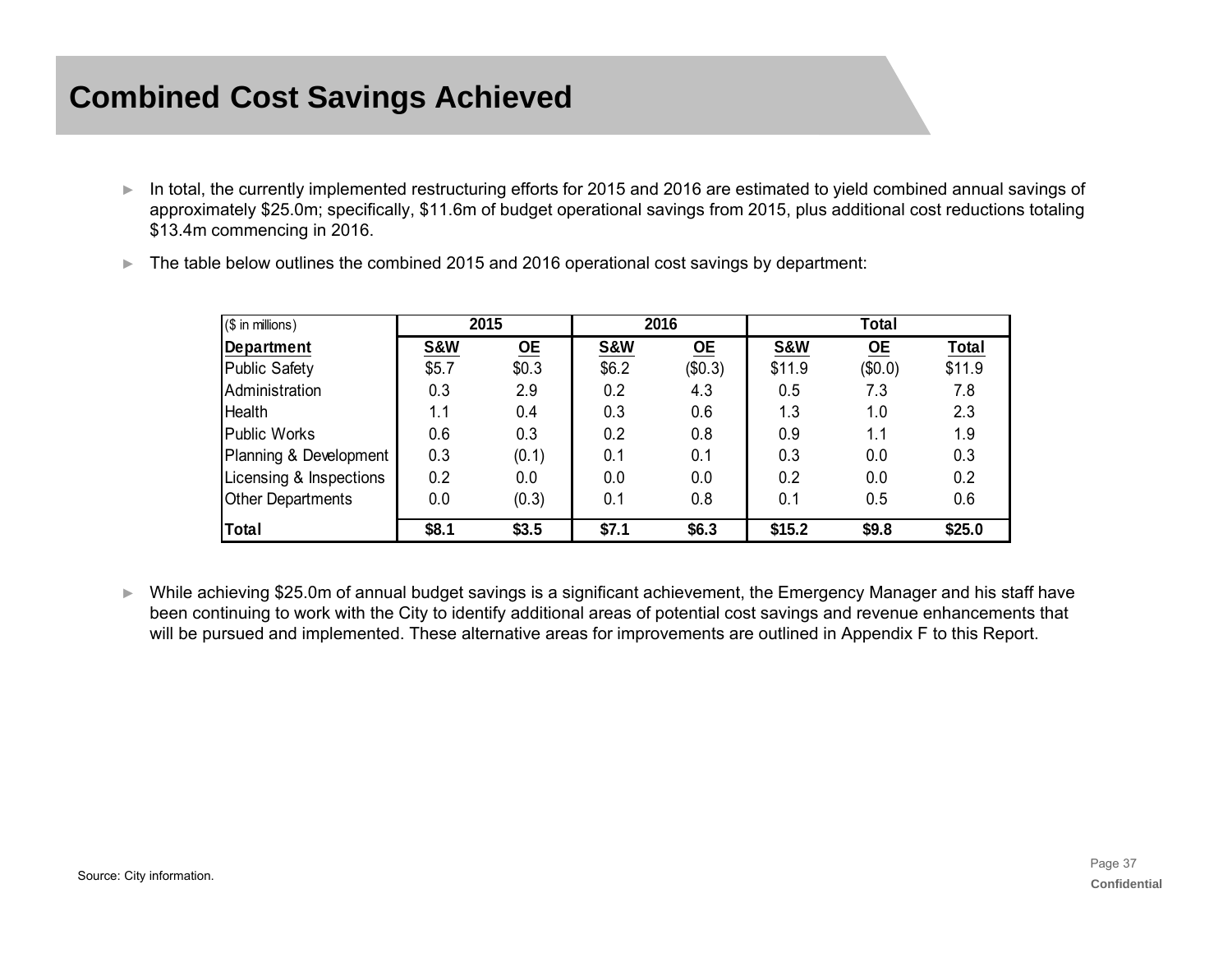# Combined Cost Savings Achieved

- In total, the currently implemented restructuring efforts for 2015 and 2016 are estimated to yield combined annual savings of approximately $25.0m; specifically, $11.6m of budget operational savings from 2015, plus additional cost reductions totaling $13.4m commencing in 2016.
- The table below outlines the combined 2015 and 2016 operational cost savings by department:

| ($ in millions) | 2015 | | 2016 | | Total | | |
|---|---|---|---|---|---|---|---|
| **Department** | **S&W** | **OE** | **S&W** | **OE** | **S&W** | **OE** | **Total** |
| Public Safety | $5.7 | $0.3 | $6.2 | ($0.3) | $11.9 | ($0.0) | $11.9 |
| Administration | 0.3 | 2.9 | 0.2 | 4.3 | 0.5 | 7.3 | 7.8 |
| Health | 1.1 | 0.4 | 0.3 | 0.6 | 1.3 | 1.0 | 2.3 |
| Public Works | 0.6 | 0.3 | 0.2 | 0.8 | 0.9 | 1.1 | 1.9 |
| Planning & Development | 0.3 | (0.1) | 0.1 | 0.1 | 0.3 | 0.0 | 0.3 |
| Licensing & Inspections | 0.2 | 0.0 | 0.0 | 0.0 | 0.2 | 0.0 | 0.2 |
| Other Departments | 0.0 | (0.3) | 0.1 | 0.8 | 0.1 | 0.5 | 0.6 |
| **Total** | **$8.1** | **$3.5** | **$7.1** | **$6.3** | **$15.2** | **$9.8** | **$25.0** |

- While achieving $25.0m of annual budget savings is a significant achievement, the Emergency Manager and his staff have been continuing to work with the City to identify additional areas of potential cost savings and revenue enhancements that will be pursued and implemented. These alternative areas for improvements are outlined in Appendix F to this Report.

Source: City information.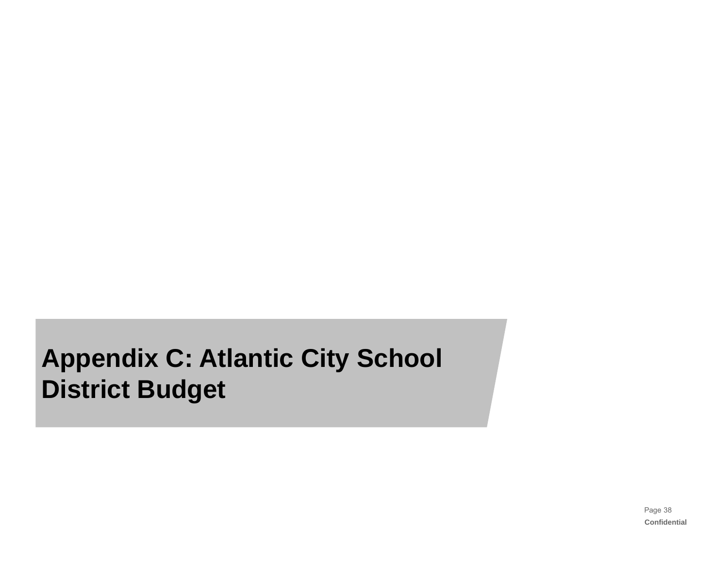# Appendix C: Atlantic City School District Budget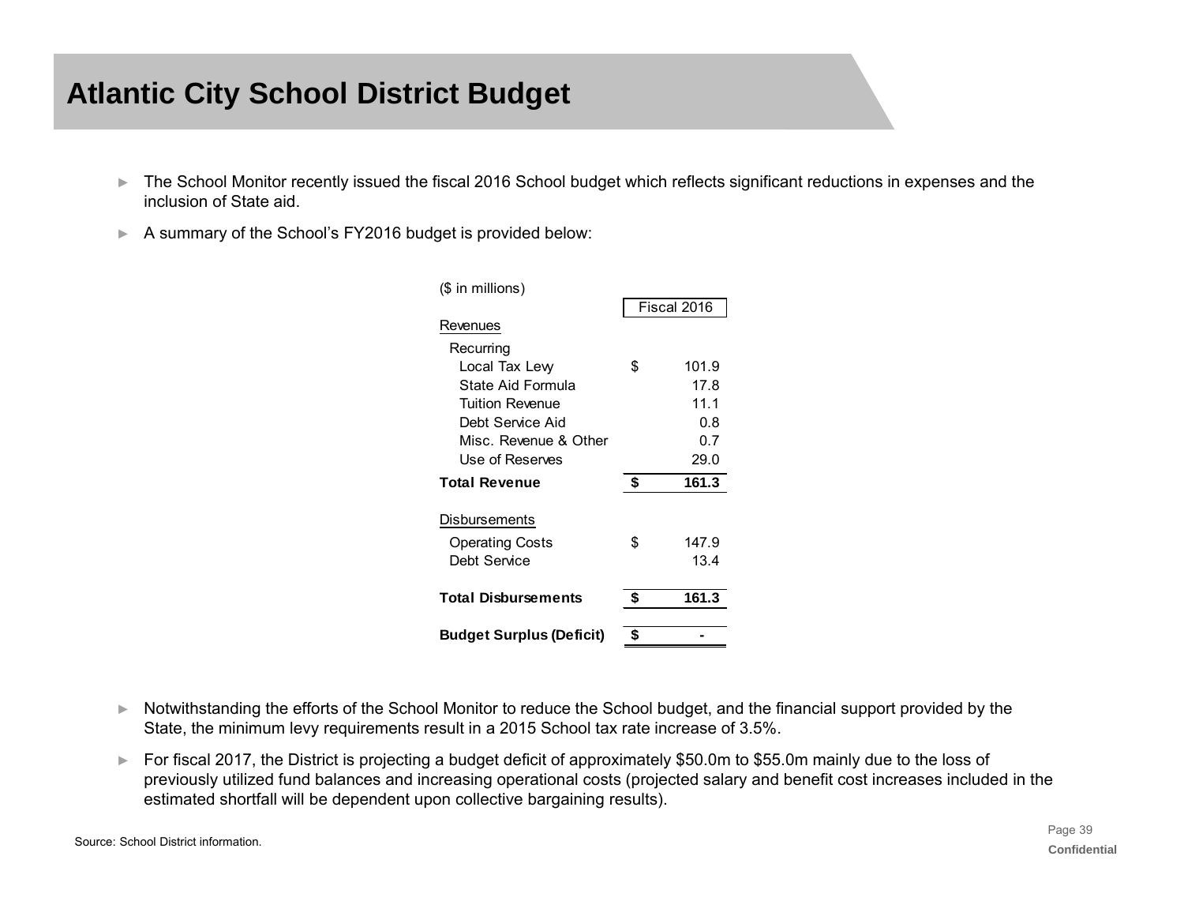# Atlantic City School District Budget

- The School Monitor recently issued the fiscal 2016 School budget which reflects significant reductions in expenses and the inclusion of State aid.
- A summary of the School's FY2016 budget is provided below:

| ($ in millions) | Fiscal 2016 |
|---|---|
| Revenues | |
| Recurring | |
| Local Tax Levy | $ 101.9 |
| State Aid Formula | 17.8 |
| Tuition Revenue | 11.1 |
| Debt Service Aid | 0.8 |
| Misc. Revenue & Other | 0.7 |
| Use of Reserves | 29.0 |
| **Total Revenue** | **$ 161.3** |
| Disbursements | |
| Operating Costs | $ 147.9 |
| Debt Service | 13.4 |
| **Total Disbursements** | **$ 161.3** |
| **Budget Surplus (Deficit)** | **$ -** |

- Notwithstanding the efforts of the School Monitor to reduce the School budget, and the financial support provided by the State, the minimum levy requirements result in a 2015 School tax rate increase of 3.5%.
- For fiscal 2017, the District is projecting a budget deficit of approximately $50.0m to $55.0m mainly due to the loss of previously utilized fund balances and increasing operational costs (projected salary and benefit cost increases included in the estimated shortfall will be dependent upon collective bargaining results).

Source: School District information.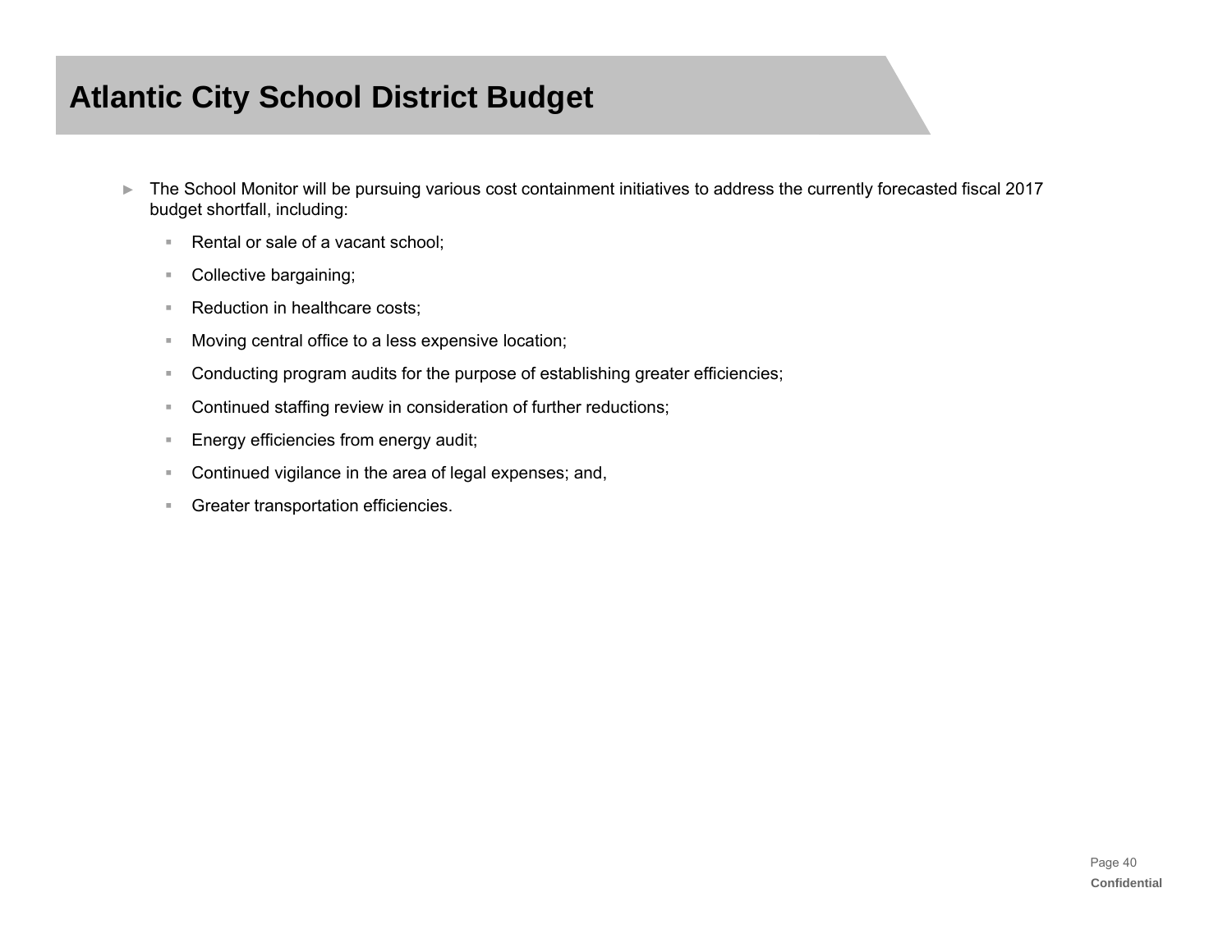# Atlantic City School District Budget

- The School Monitor will be pursuing various cost containment initiatives to address the currently forecasted fiscal 2017 budget shortfall, including:
  - Rental or sale of a vacant school;
  - Collective bargaining;
  - Reduction in healthcare costs;
  - Moving central office to a less expensive location;
  - Conducting program audits for the purpose of establishing greater efficiencies;
  - Continued staffing review in consideration of further reductions;
  - Energy efficiencies from energy audit;
  - Continued vigilance in the area of legal expenses; and,
  - Greater transportation efficiencies.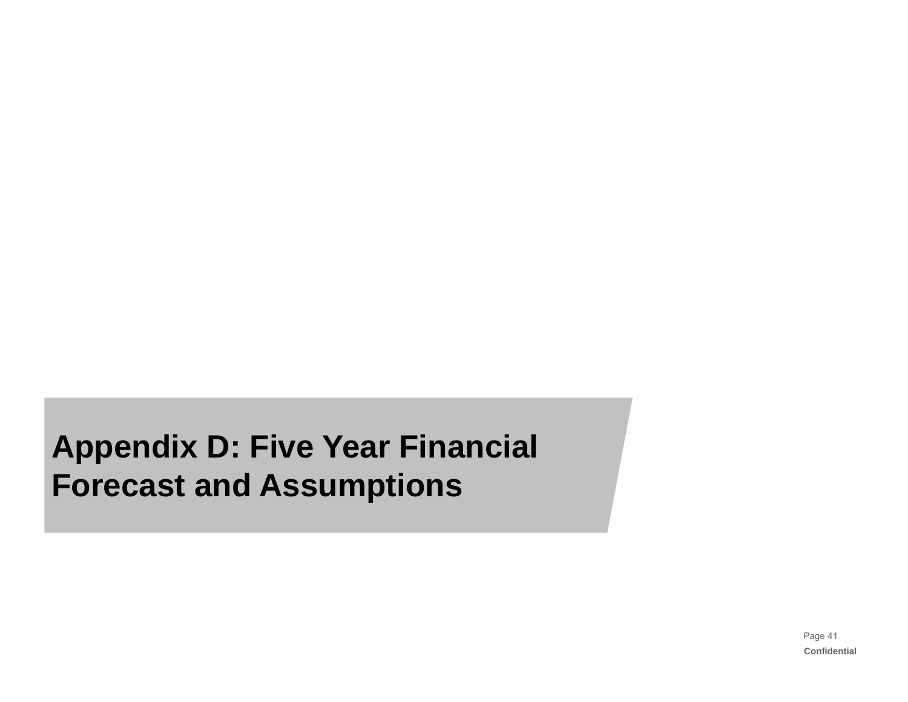# Appendix D: Five Year Financial Forecast and Assumptions

Confidential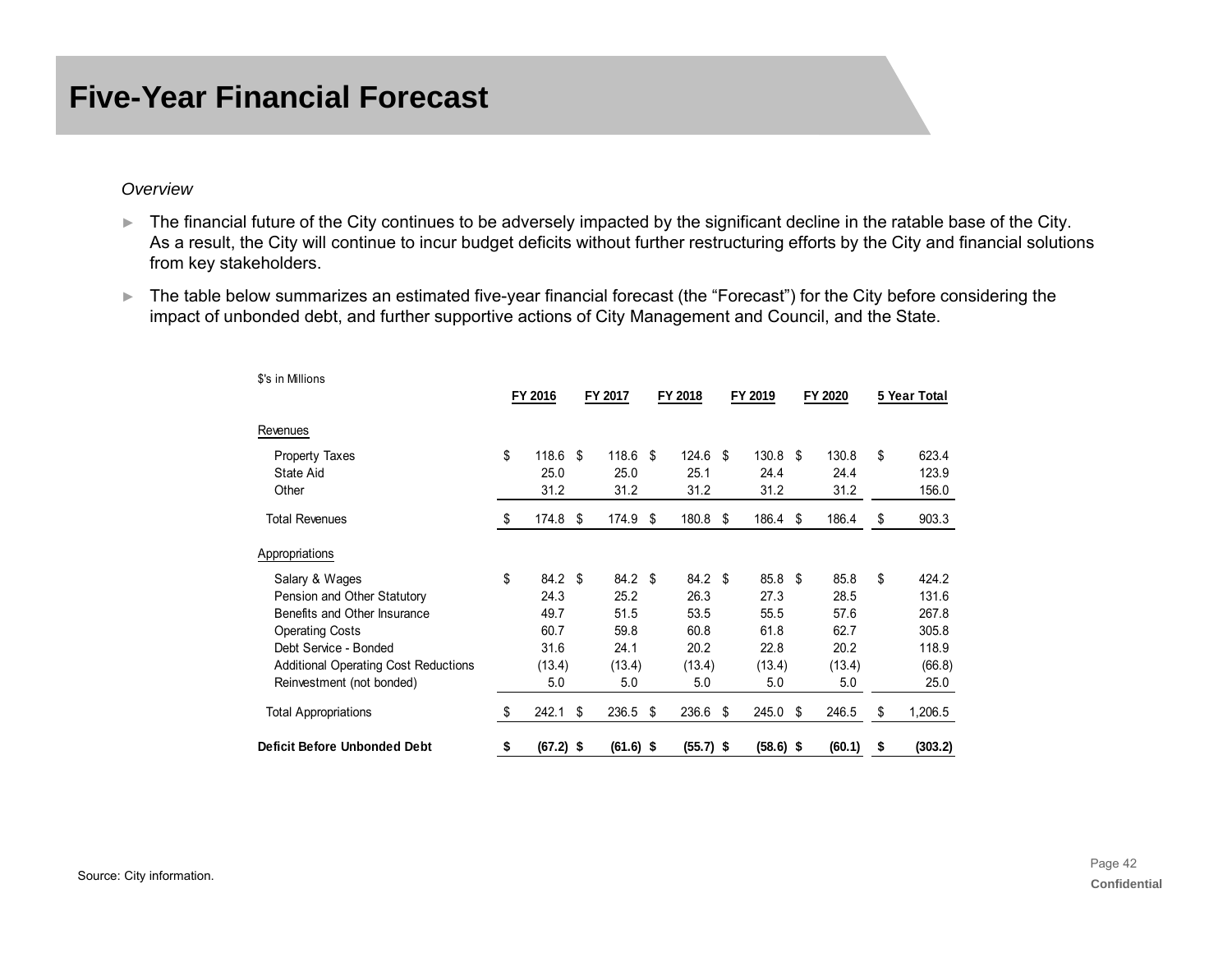# Five-Year Financial Forecast

*Overview*

- The financial future of the City continues to be adversely impacted by the significant decline in the ratable base of the City. As a result, the City will continue to incur budget deficits without further restructuring efforts by the City and financial solutions from key stakeholders.
- The table below summarizes an estimated five-year financial forecast (the "Forecast") for the City before considering the impact of unbonded debt, and further supportive actions of City Management and Council, and the State.

| $'s in Millions | FY 2016 | FY 2017 | FY 2018 | FY 2019 | FY 2020 | 5 Year Total |
|---|---|---|---|---|---|---|
| Revenues | | | | | | |
| Property Taxes | $ 118.6 | $ 118.6 | $ 124.6 | $ 130.8 | $ 130.8 | $ 623.4 |
| State Aid | 25.0 | 25.0 | 25.1 | 24.4 | 24.4 | 123.9 |
| Other | 31.2 | 31.2 | 31.2 | 31.2 | 31.2 | 156.0 |
| Total Revenues | $ 174.8 | $ 174.9 | $ 180.8 | $ 186.4 | $ 186.4 | $ 903.3 |
| Appropriations | | | | | | |
| Salary & Wages | $ 84.2 | $ 84.2 | $ 84.2 | $ 85.8 | $ 85.8 | $ 424.2 |
| Pension and Other Statutory | 24.3 | 25.2 | 26.3 | 27.3 | 28.5 | 131.6 |
| Benefits and Other Insurance | 49.7 | 51.5 | 53.5 | 55.5 | 57.6 | 267.8 |
| Operating Costs | 60.7 | 59.8 | 60.8 | 61.8 | 62.7 | 305.8 |
| Debt Service - Bonded | 31.6 | 24.1 | 20.2 | 22.8 | 20.2 | 118.9 |
| Additional Operating Cost Reductions | (13.4) | (13.4) | (13.4) | (13.4) | (13.4) | (66.8) |
| Reinvestment (not bonded) | 5.0 | 5.0 | 5.0 | 5.0 | 5.0 | 25.0 |
| Total Appropriations | $ 242.1 | $ 236.5 | $ 236.6 | $ 245.0 | $ 246.5 | $ 1,206.5 |
| **Deficit Before Unbonded Debt** | **$ (67.2)** | **$ (61.6)** | **$ (55.7)** | **$ (58.6)** | **$ (60.1)** | **$ (303.2)** |

Source: City information.

Confidential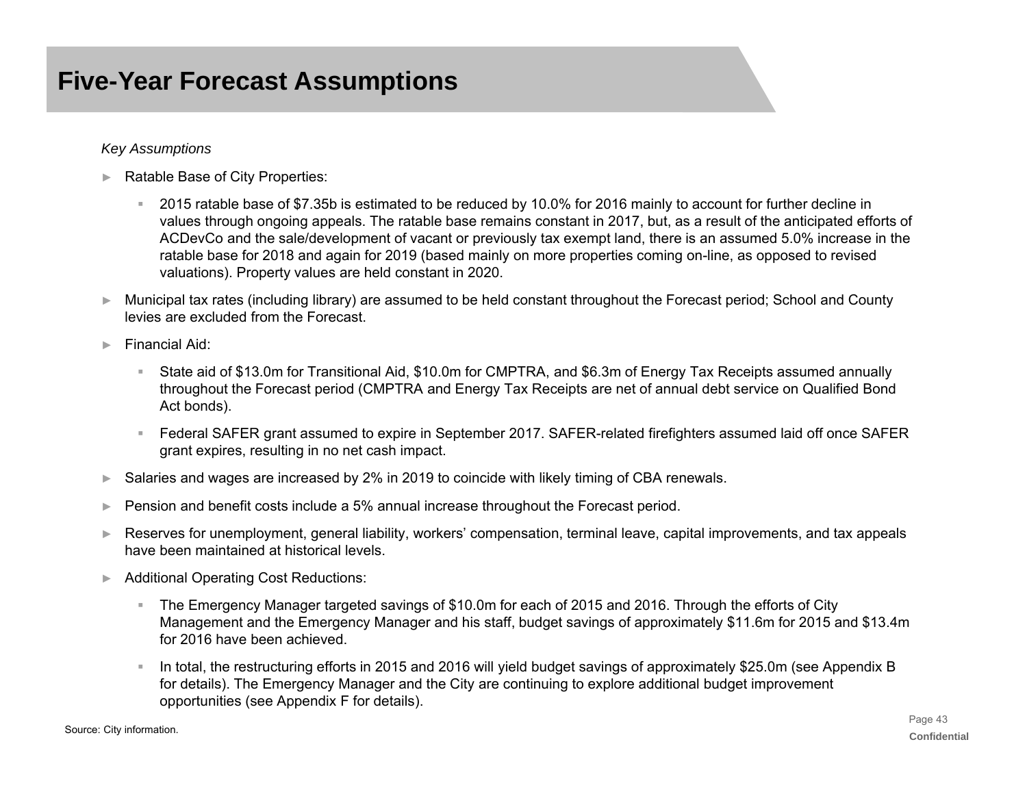# Five-Year Forecast Assumptions

*Key Assumptions*

- Ratable Base of City Properties:
  - 2015 ratable base of $7.35b is estimated to be reduced by 10.0% for 2016 mainly to account for further decline in values through ongoing appeals. The ratable base remains constant in 2017, but, as a result of the anticipated efforts of ACDevCo and the sale/development of vacant or previously tax exempt land, there is an assumed 5.0% increase in the ratable base for 2018 and again for 2019 (based mainly on more properties coming on-line, as opposed to revised valuations). Property values are held constant in 2020.
- Municipal tax rates (including library) are assumed to be held constant throughout the Forecast period; School and County levies are excluded from the Forecast.
- Financial Aid:
  - State aid of $13.0m for Transitional Aid, $10.0m for CMPTRA, and $6.3m of Energy Tax Receipts assumed annually throughout the Forecast period (CMPTRA and Energy Tax Receipts are net of annual debt service on Qualified Bond Act bonds).
  - Federal SAFER grant assumed to expire in September 2017. SAFER-related firefighters assumed laid off once SAFER grant expires, resulting in no net cash impact.
- Salaries and wages are increased by 2% in 2019 to coincide with likely timing of CBA renewals.
- Pension and benefit costs include a 5% annual increase throughout the Forecast period.
- Reserves for unemployment, general liability, workers' compensation, terminal leave, capital improvements, and tax appeals have been maintained at historical levels.
- Additional Operating Cost Reductions:
  - The Emergency Manager targeted savings of $10.0m for each of 2015 and 2016. Through the efforts of City Management and the Emergency Manager and his staff, budget savings of approximately $11.6m for 2015 and $13.4m for 2016 have been achieved.
  - In total, the restructuring efforts in 2015 and 2016 will yield budget savings of approximately $25.0m (see Appendix B for details). The Emergency Manager and the City are continuing to explore additional budget improvement opportunities (see Appendix F for details).

Source: City information.

Confidential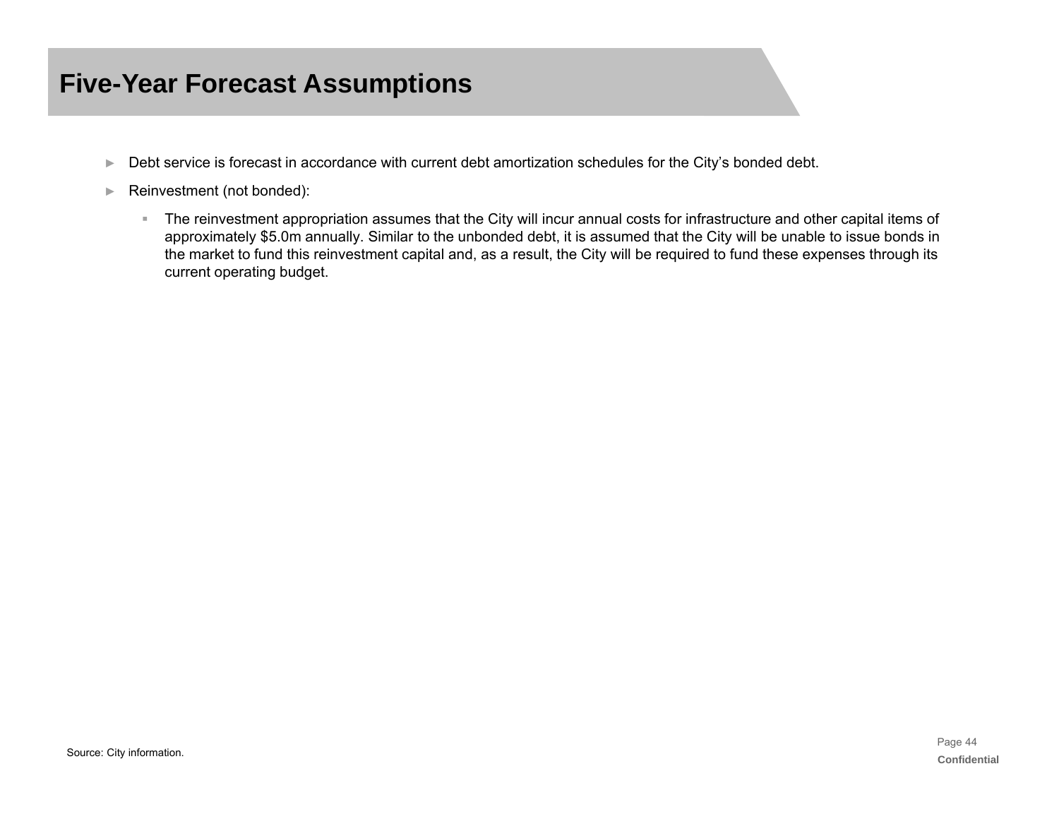# Five-Year Forecast Assumptions

- Debt service is forecast in accordance with current debt amortization schedules for the City's bonded debt.
- Reinvestment (not bonded):
  - The reinvestment appropriation assumes that the City will incur annual costs for infrastructure and other capital items of approximately $5.0m annually. Similar to the unbonded debt, it is assumed that the City will be unable to issue bonds in the market to fund this reinvestment capital and, as a result, the City will be required to fund these expenses through its current operating budget.

Source: City information.

Confidential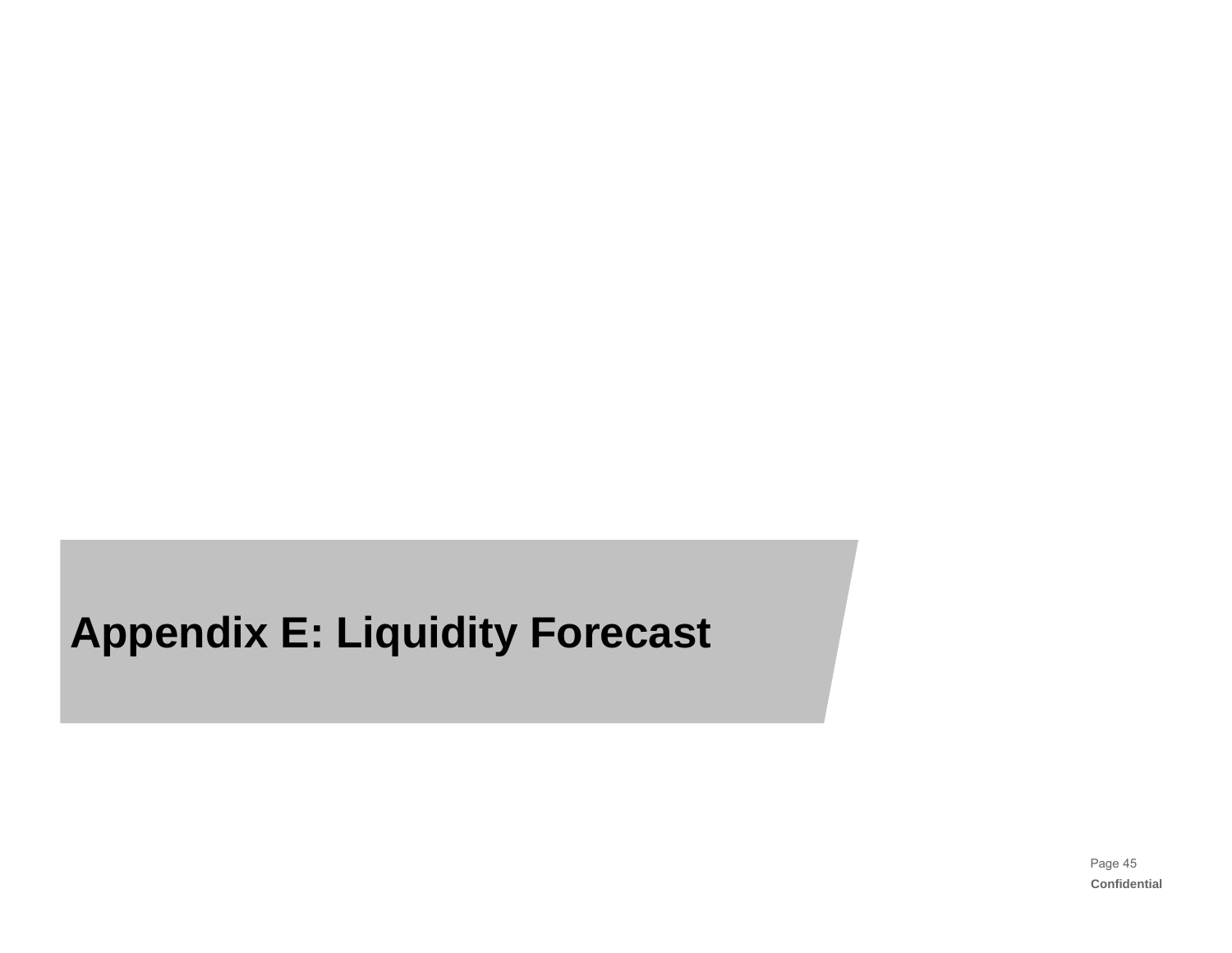# Appendix E: Liquidity Forecast

Confidential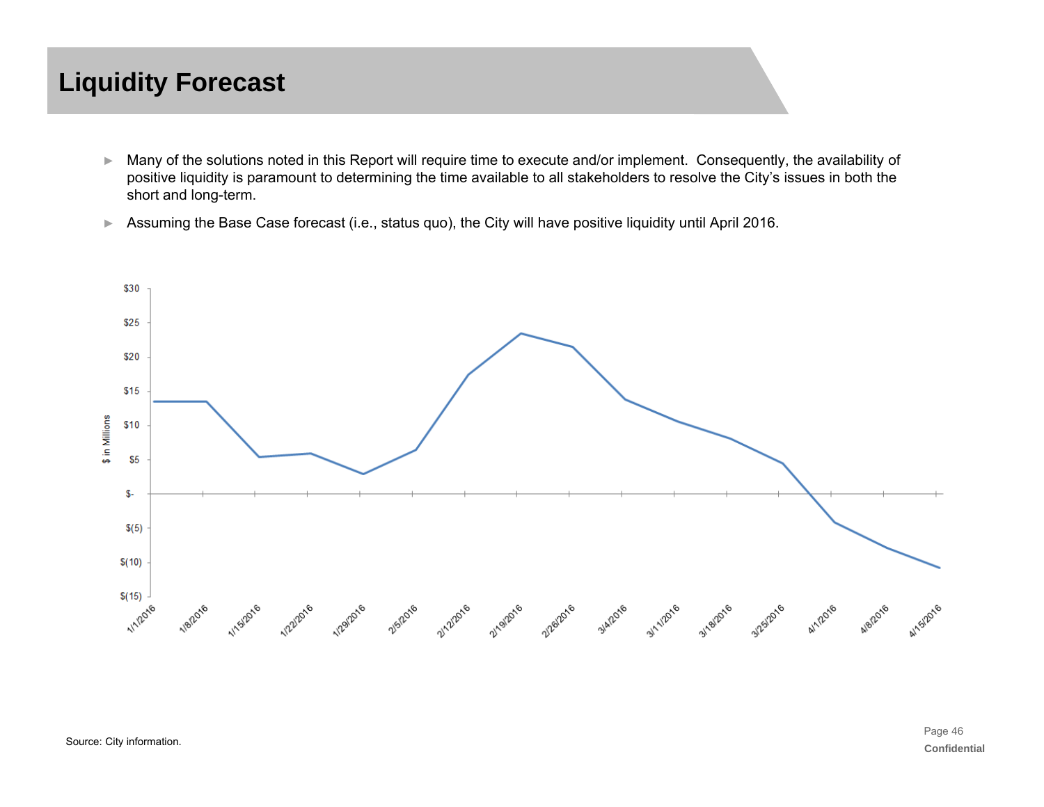# Liquidity Forecast

- Many of the solutions noted in this Report will require time to execute and/or implement. Consequently, the availability of positive liquidity is paramount to determining the time available to all stakeholders to resolve the City's issues in both the short and long-term.
- Assuming the Base Case forecast (i.e., status quo), the City will have positive liquidity until April 2016.

Source: City information.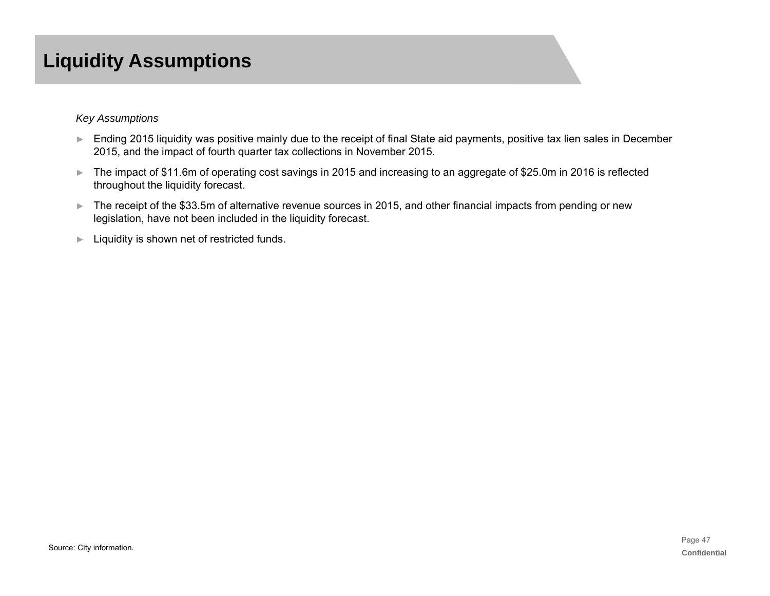# Liquidity Assumptions

*Key Assumptions*

- Ending 2015 liquidity was positive mainly due to the receipt of final State aid payments, positive tax lien sales in December 2015, and the impact of fourth quarter tax collections in November 2015.
- The impact of $11.6m of operating cost savings in 2015 and increasing to an aggregate of $25.0m in 2016 is reflected throughout the liquidity forecast.
- The receipt of the $33.5m of alternative revenue sources in 2015, and other financial impacts from pending or new legislation, have not been included in the liquidity forecast.
- Liquidity is shown net of restricted funds.

Source: City information.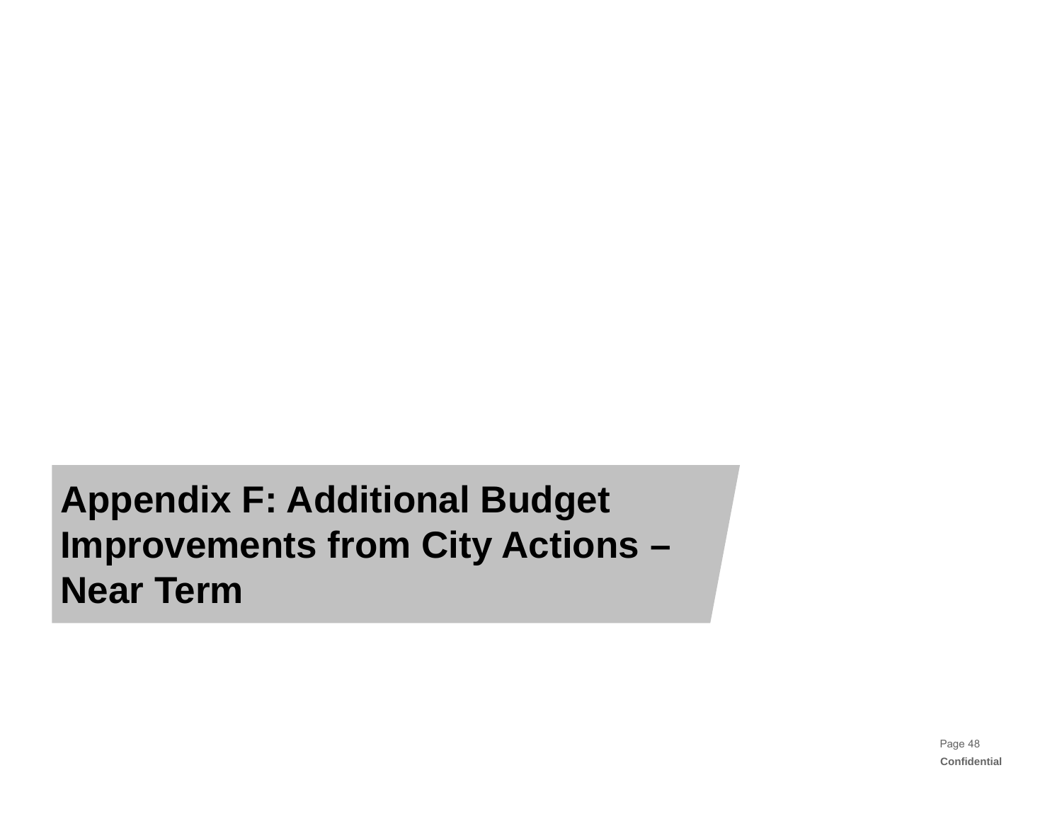# Appendix F: Additional Budget Improvements from City Actions – Near Term

Confidential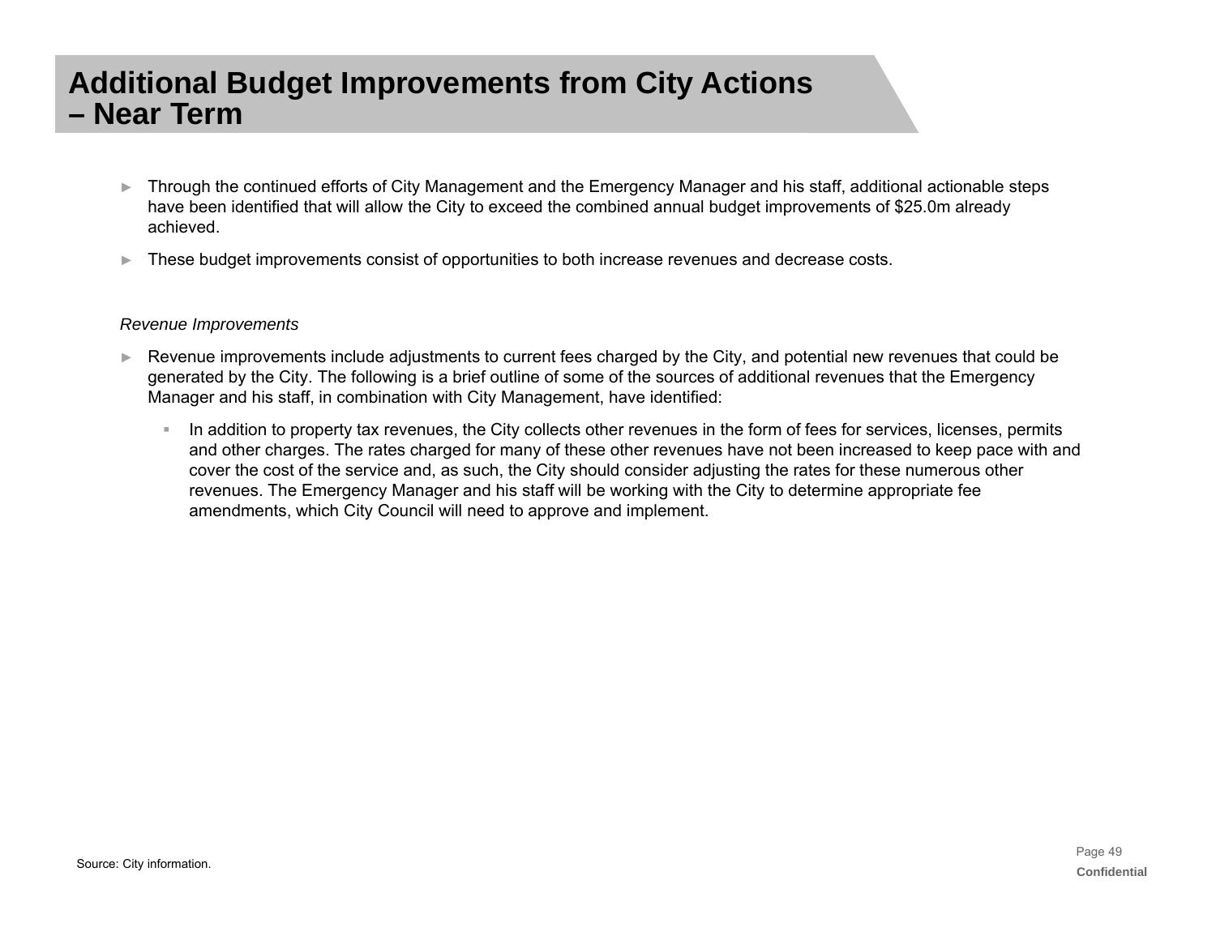# Additional Budget Improvements from City Actions – Near Term

- Through the continued efforts of City Management and the Emergency Manager and his staff, additional actionable steps have been identified that will allow the City to exceed the combined annual budget improvements of $25.0m already achieved.
- These budget improvements consist of opportunities to both increase revenues and decrease costs.

*Revenue Improvements*

- Revenue improvements include adjustments to current fees charged by the City, and potential new revenues that could be generated by the City. The following is a brief outline of some of the sources of additional revenues that the Emergency Manager and his staff, in combination with City Management, have identified:
  - In addition to property tax revenues, the City collects other revenues in the form of fees for services, licenses, permits and other charges. The rates charged for many of these other revenues have not been increased to keep pace with and cover the cost of the service and, as such, the City should consider adjusting the rates for these numerous other revenues. The Emergency Manager and his staff will be working with the City to determine appropriate fee amendments, which City Council will need to approve and implement.

Source: City information.

Confidential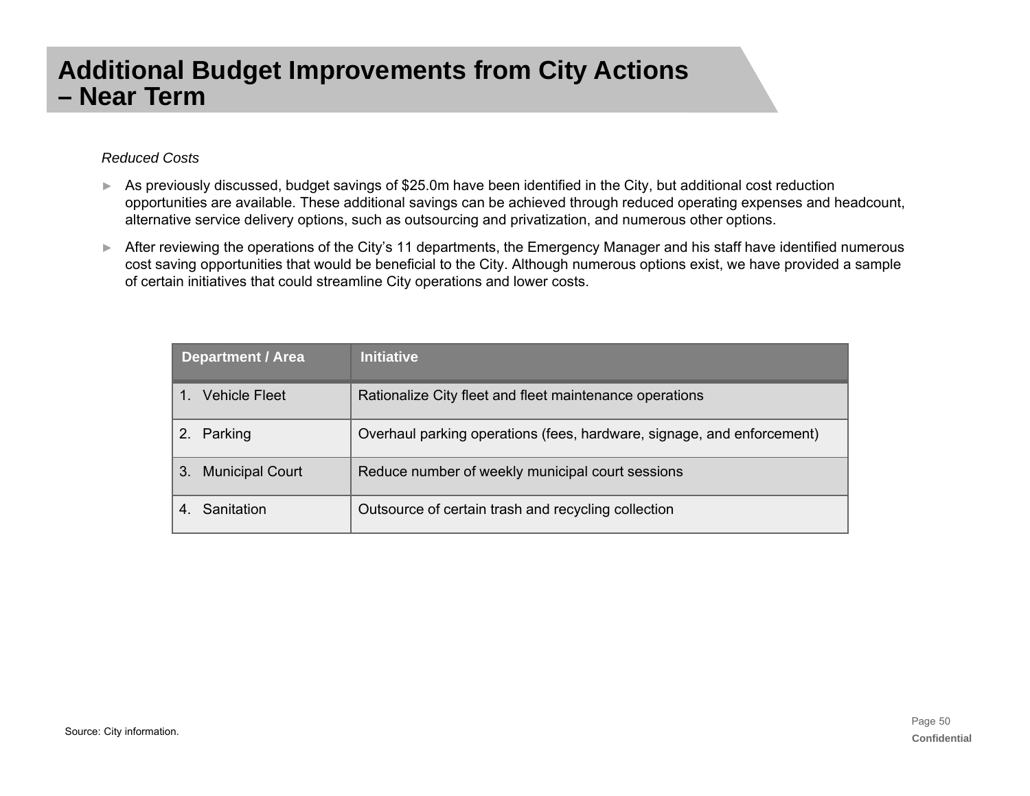# Additional Budget Improvements from City Actions – Near Term

*Reduced Costs*

- As previously discussed, budget savings of $25.0m have been identified in the City, but additional cost reduction opportunities are available. These additional savings can be achieved through reduced operating expenses and headcount, alternative service delivery options, such as outsourcing and privatization, and numerous other options.
- After reviewing the operations of the City's 11 departments, the Emergency Manager and his staff have identified numerous cost saving opportunities that would be beneficial to the City. Although numerous options exist, we have provided a sample of certain initiatives that could streamline City operations and lower costs.

| Department / Area | Initiative |
|---|---|
| 1. Vehicle Fleet | Rationalize City fleet and fleet maintenance operations |
| 2. Parking | Overhaul parking operations (fees, hardware, signage, and enforcement) |
| 3. Municipal Court | Reduce number of weekly municipal court sessions |
| 4. Sanitation | Outsource of certain trash and recycling collection |

Source: City information.

Confidential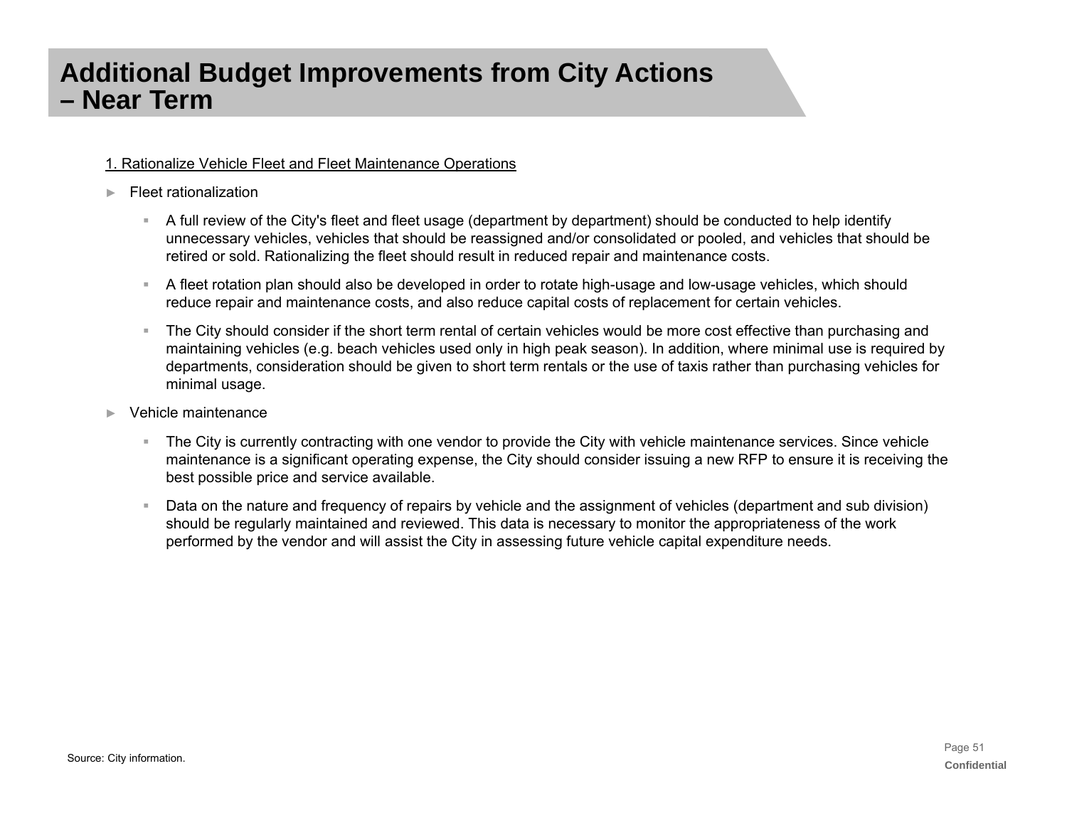# Additional Budget Improvements from City Actions – Near Term

1. Rationalize Vehicle Fleet and Fleet Maintenance Operations

- Fleet rationalization
  - A full review of the City's fleet and fleet usage (department by department) should be conducted to help identify unnecessary vehicles, vehicles that should be reassigned and/or consolidated or pooled, and vehicles that should be retired or sold. Rationalizing the fleet should result in reduced repair and maintenance costs.
  - A fleet rotation plan should also be developed in order to rotate high-usage and low-usage vehicles, which should reduce repair and maintenance costs, and also reduce capital costs of replacement for certain vehicles.
  - The City should consider if the short term rental of certain vehicles would be more cost effective than purchasing and maintaining vehicles (e.g. beach vehicles used only in high peak season). In addition, where minimal use is required by departments, consideration should be given to short term rentals or the use of taxis rather than purchasing vehicles for minimal usage.
- Vehicle maintenance
  - The City is currently contracting with one vendor to provide the City with vehicle maintenance services. Since vehicle maintenance is a significant operating expense, the City should consider issuing a new RFP to ensure it is receiving the best possible price and service available.
  - Data on the nature and frequency of repairs by vehicle and the assignment of vehicles (department and sub division) should be regularly maintained and reviewed. This data is necessary to monitor the appropriateness of the work performed by the vendor and will assist the City in assessing future vehicle capital expenditure needs.

Source: City information.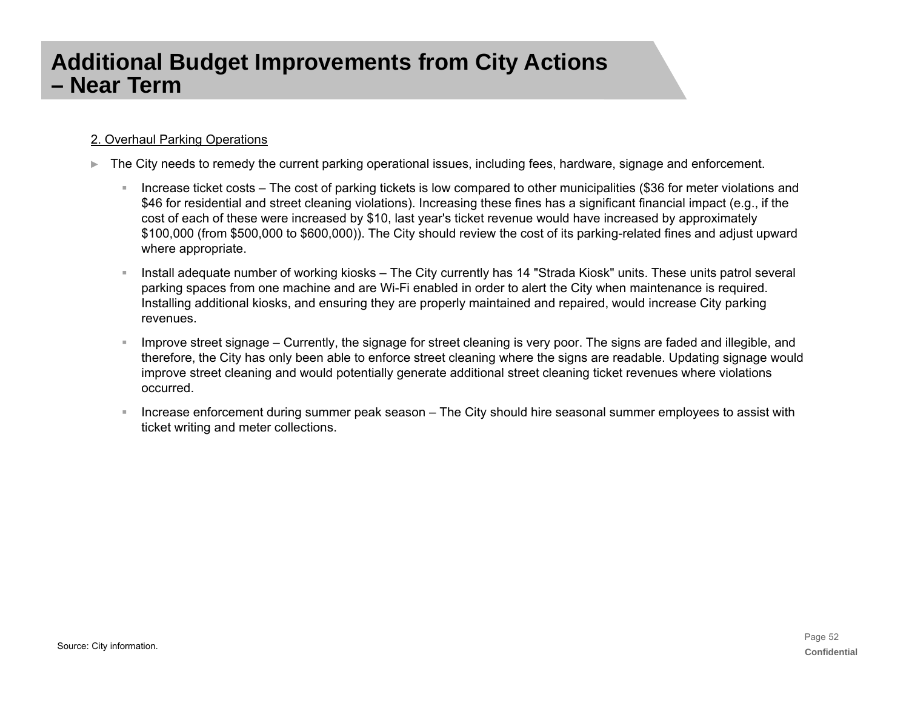# Additional Budget Improvements from City Actions – Near Term

2. Overhaul Parking Operations

- The City needs to remedy the current parking operational issues, including fees, hardware, signage and enforcement.
  - Increase ticket costs – The cost of parking tickets is low compared to other municipalities ($36 for meter violations and $46 for residential and street cleaning violations). Increasing these fines has a significant financial impact (e.g., if the cost of each of these were increased by $10, last year's ticket revenue would have increased by approximately $100,000 (from $500,000 to $600,000)). The City should review the cost of its parking-related fines and adjust upward where appropriate.
  - Install adequate number of working kiosks – The City currently has 14 "Strada Kiosk" units. These units patrol several parking spaces from one machine and are Wi-Fi enabled in order to alert the City when maintenance is required. Installing additional kiosks, and ensuring they are properly maintained and repaired, would increase City parking revenues.
  - Improve street signage – Currently, the signage for street cleaning is very poor. The signs are faded and illegible, and therefore, the City has only been able to enforce street cleaning where the signs are readable. Updating signage would improve street cleaning and would potentially generate additional street cleaning ticket revenues where violations occurred.
  - Increase enforcement during summer peak season – The City should hire seasonal summer employees to assist with ticket writing and meter collections.

Source: City information.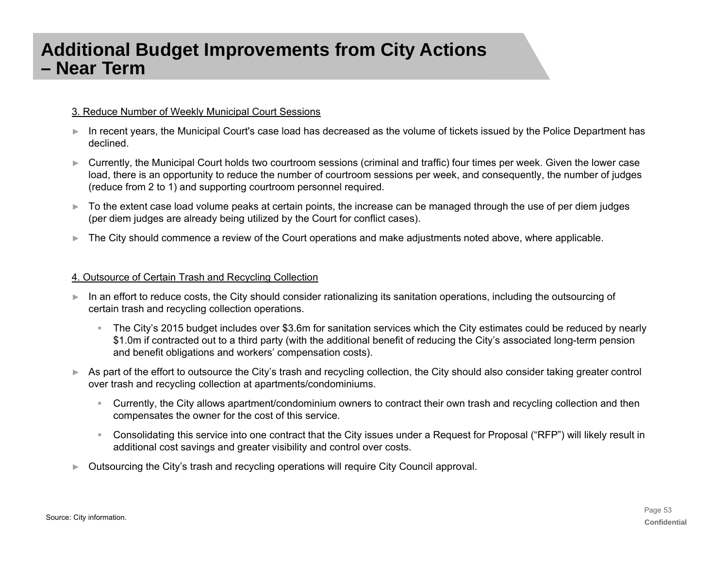# Additional Budget Improvements from City Actions – Near Term

3. Reduce Number of Weekly Municipal Court Sessions

- In recent years, the Municipal Court's case load has decreased as the volume of tickets issued by the Police Department has declined.
- Currently, the Municipal Court holds two courtroom sessions (criminal and traffic) four times per week. Given the lower case load, there is an opportunity to reduce the number of courtroom sessions per week, and consequently, the number of judges (reduce from 2 to 1) and supporting courtroom personnel required.
- To the extent case load volume peaks at certain points, the increase can be managed through the use of per diem judges (per diem judges are already being utilized by the Court for conflict cases).
- The City should commence a review of the Court operations and make adjustments noted above, where applicable.

4. Outsource of Certain Trash and Recycling Collection

- In an effort to reduce costs, the City should consider rationalizing its sanitation operations, including the outsourcing of certain trash and recycling collection operations.
  - The City's 2015 budget includes over $3.6m for sanitation services which the City estimates could be reduced by nearly $1.0m if contracted out to a third party (with the additional benefit of reducing the City's associated long-term pension and benefit obligations and workers' compensation costs).
- As part of the effort to outsource the City's trash and recycling collection, the City should also consider taking greater control over trash and recycling collection at apartments/condominiums.
  - Currently, the City allows apartment/condominium owners to contract their own trash and recycling collection and then compensates the owner for the cost of this service.
  - Consolidating this service into one contract that the City issues under a Request for Proposal ("RFP") will likely result in additional cost savings and greater visibility and control over costs.
- Outsourcing the City's trash and recycling operations will require City Council approval.

Source: City information.

Confidential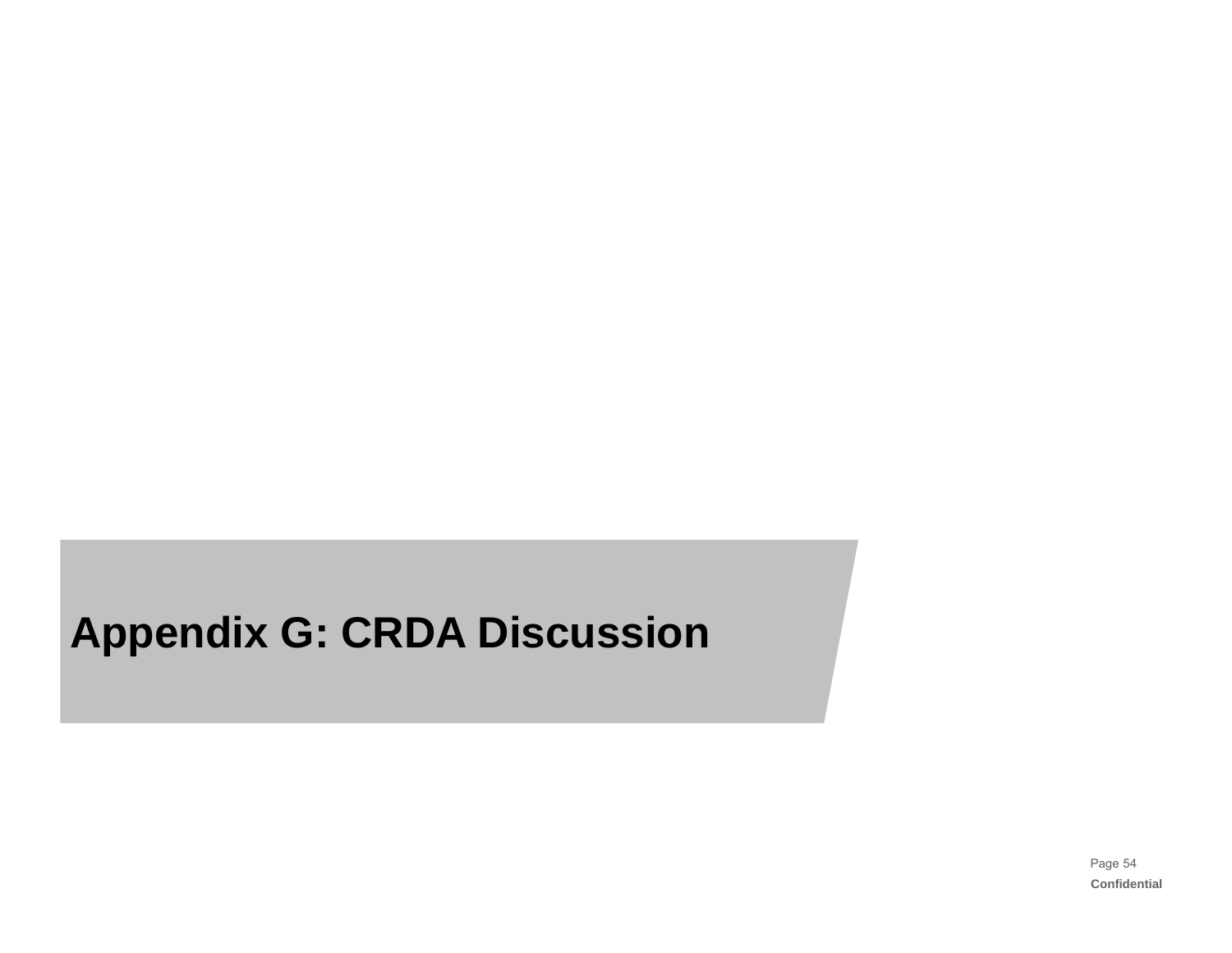# Appendix G: CRDA Discussion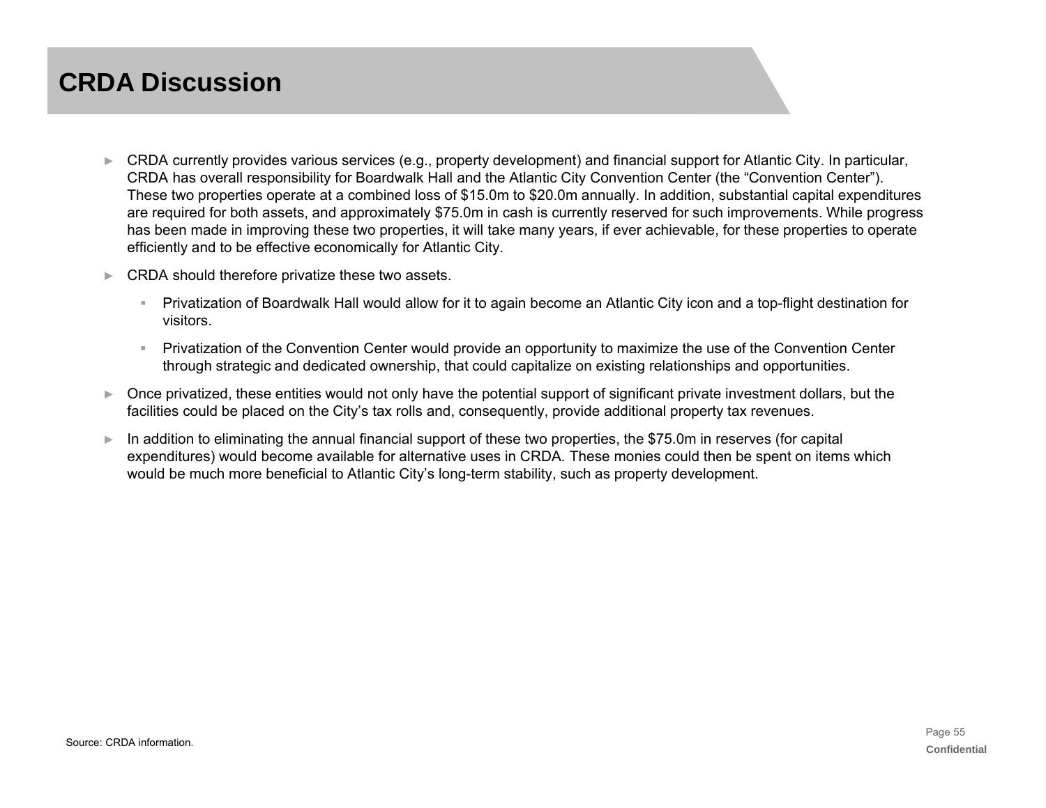# CRDA Discussion

- CRDA currently provides various services (e.g., property development) and financial support for Atlantic City. In particular, CRDA has overall responsibility for Boardwalk Hall and the Atlantic City Convention Center (the "Convention Center"). These two properties operate at a combined loss of $15.0m to $20.0m annually. In addition, substantial capital expenditures are required for both assets, and approximately $75.0m in cash is currently reserved for such improvements. While progress has been made in improving these two properties, it will take many years, if ever achievable, for these properties to operate efficiently and to be effective economically for Atlantic City.
- CRDA should therefore privatize these two assets.
  - Privatization of Boardwalk Hall would allow for it to again become an Atlantic City icon and a top-flight destination for visitors.
  - Privatization of the Convention Center would provide an opportunity to maximize the use of the Convention Center through strategic and dedicated ownership, that could capitalize on existing relationships and opportunities.
- Once privatized, these entities would not only have the potential support of significant private investment dollars, but the facilities could be placed on the City's tax rolls and, consequently, provide additional property tax revenues.
- In addition to eliminating the annual financial support of these two properties, the $75.0m in reserves (for capital expenditures) would become available for alternative uses in CRDA. These monies could then be spent on items which would be much more beneficial to Atlantic City's long-term stability, such as property development.

Source: CRDA information.

Confidential